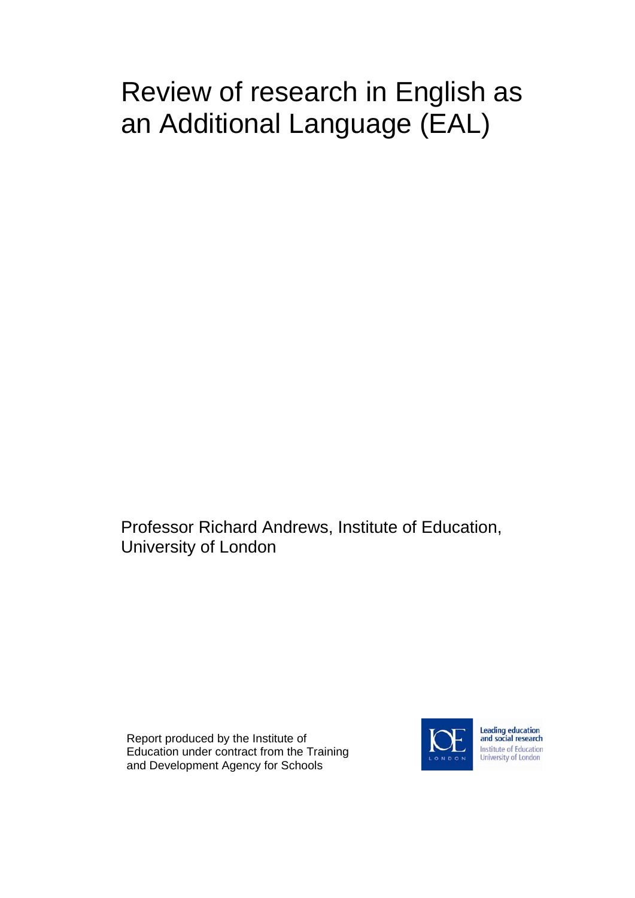# Review of research in English as an Additional Language (EAL)

Professor Richard Andrews, Institute of Education, University of London

Report produced by the Institute of Education under contract from the Training and Development Agency for Schools

Leading education and social research
Institute of Education
University of London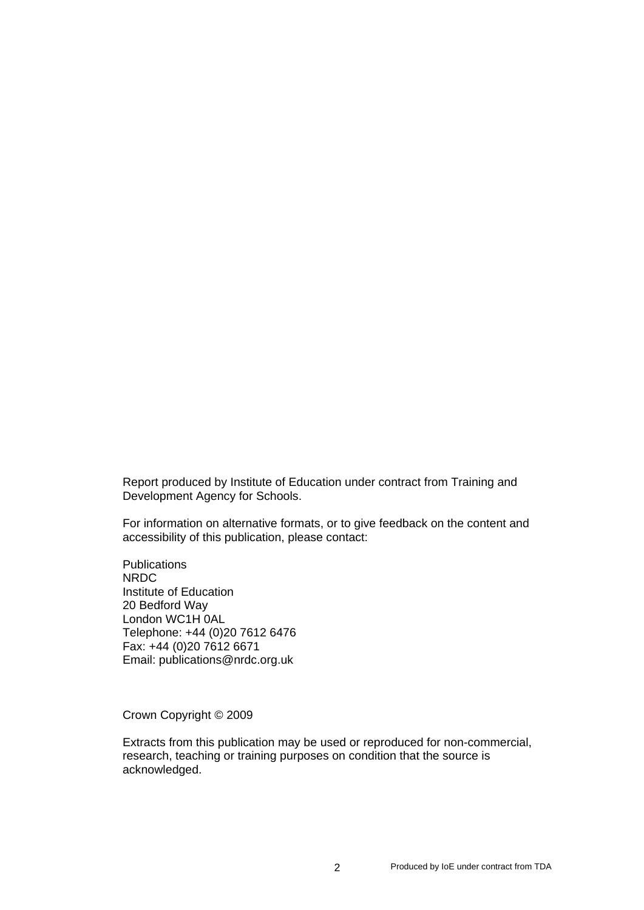Report produced by Institute of Education under contract from Training and Development Agency for Schools.

For information on alternative formats, or to give feedback on the content and accessibility of this publication, please contact:

Publications
NRDC
Institute of Education
20 Bedford Way
London WC1H 0AL
Telephone: +44 (0)20 7612 6476
Fax: +44 (0)20 7612 6671
Email: publications@nrdc.org.uk

Crown Copyright © 2009

Extracts from this publication may be used or reproduced for non-commercial, research, teaching or training purposes on condition that the source is acknowledged.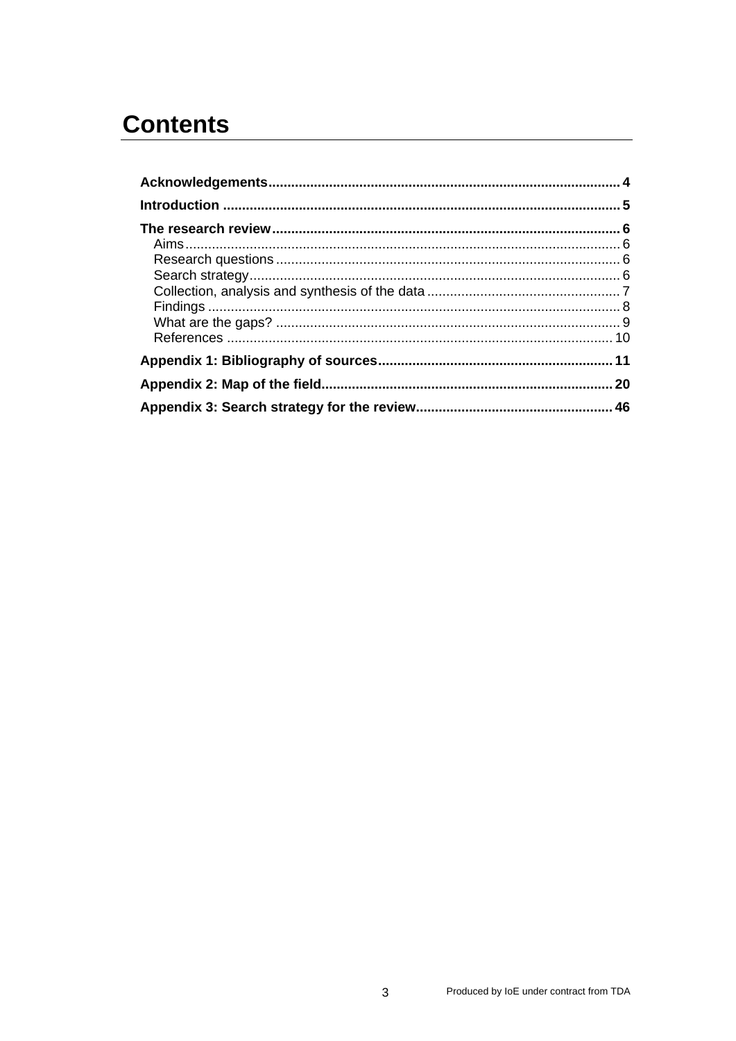# Contents

**Acknowledgements** ........ **4**

**Introduction** ........ **5**

**The research review** ........ **6**

- Aims ........ 6
- Research questions ........ 6
- Search strategy ........ 6
- Collection, analysis and synthesis of the data ........ 7
- Findings ........ 8
- What are the gaps? ........ 9
- References ........ 10

**Appendix 1: Bibliography of sources** ........ **11**

**Appendix 2: Map of the field** ........ **20**

**Appendix 3: Search strategy for the review** ........ **46**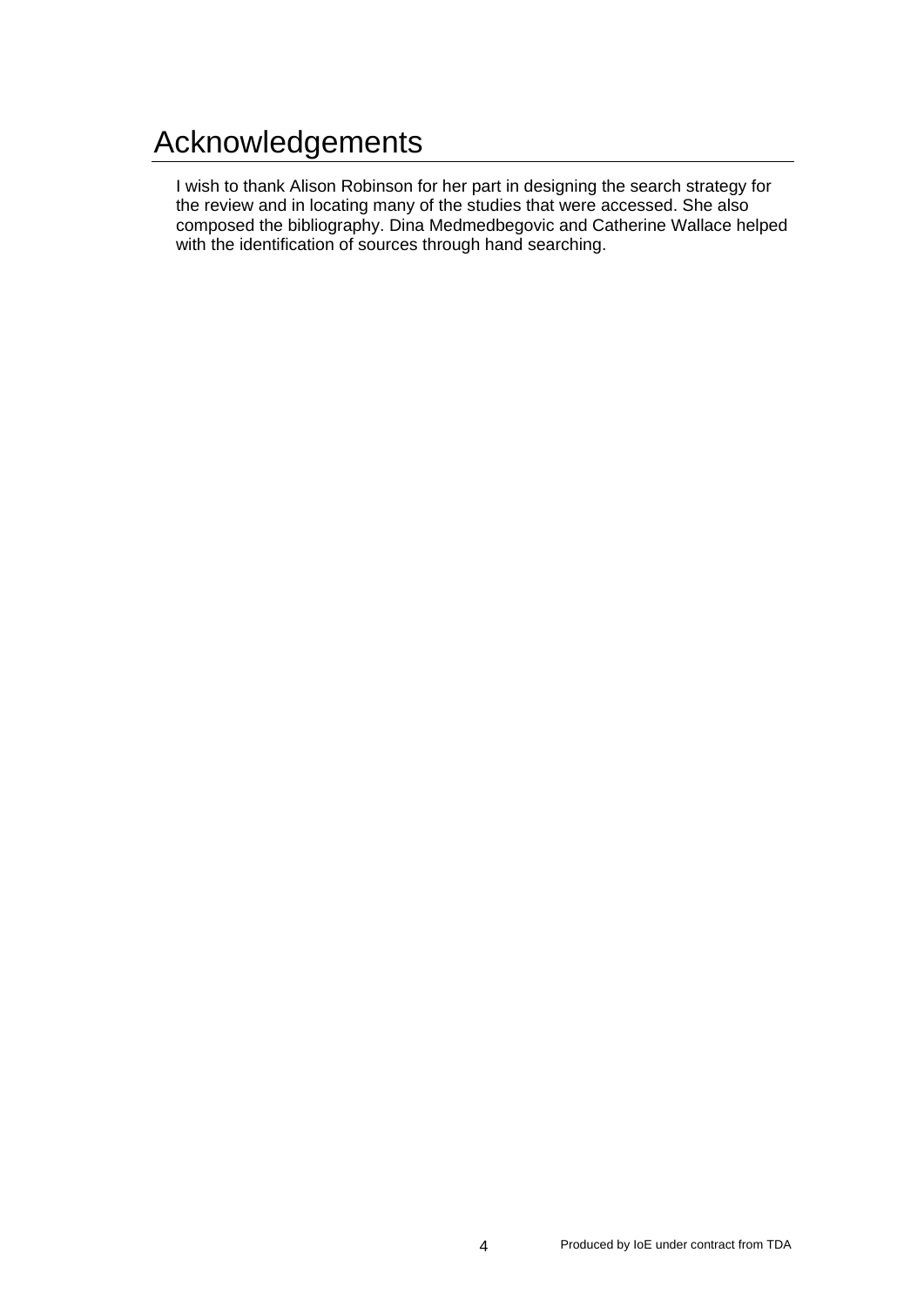# Acknowledgements

I wish to thank Alison Robinson for her part in designing the search strategy for the review and in locating many of the studies that were accessed. She also composed the bibliography. Dina Medmedbegovic and Catherine Wallace helped with the identification of sources through hand searching.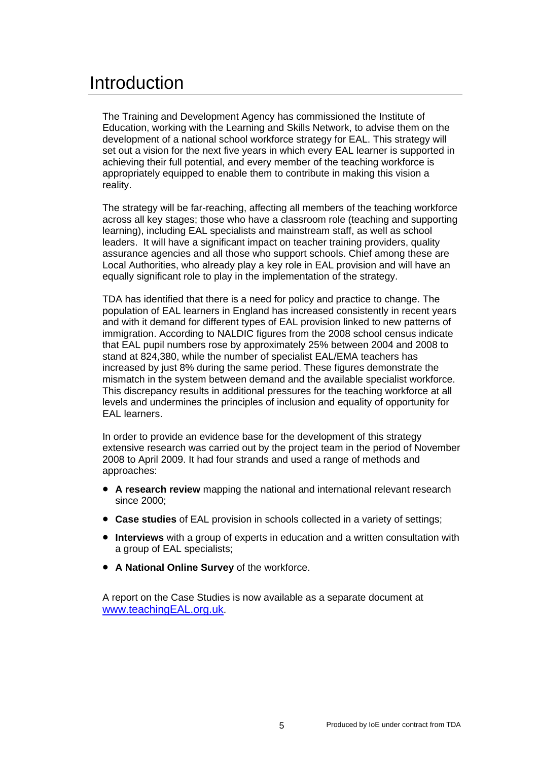# Introduction

The Training and Development Agency has commissioned the Institute of Education, working with the Learning and Skills Network, to advise them on the development of a national school workforce strategy for EAL. This strategy will set out a vision for the next five years in which every EAL learner is supported in achieving their full potential, and every member of the teaching workforce is appropriately equipped to enable them to contribute in making this vision a reality.

The strategy will be far-reaching, affecting all members of the teaching workforce across all key stages; those who have a classroom role (teaching and supporting learning), including EAL specialists and mainstream staff, as well as school leaders. It will have a significant impact on teacher training providers, quality assurance agencies and all those who support schools. Chief among these are Local Authorities, who already play a key role in EAL provision and will have an equally significant role to play in the implementation of the strategy.

TDA has identified that there is a need for policy and practice to change. The population of EAL learners in England has increased consistently in recent years and with it demand for different types of EAL provision linked to new patterns of immigration. According to NALDIC figures from the 2008 school census indicate that EAL pupil numbers rose by approximately 25% between 2004 and 2008 to stand at 824,380, while the number of specialist EAL/EMA teachers has increased by just 8% during the same period. These figures demonstrate the mismatch in the system between demand and the available specialist workforce. This discrepancy results in additional pressures for the teaching workforce at all levels and undermines the principles of inclusion and equality of opportunity for EAL learners.

In order to provide an evidence base for the development of this strategy extensive research was carried out by the project team in the period of November 2008 to April 2009. It had four strands and used a range of methods and approaches:

- **A research review** mapping the national and international relevant research since 2000;
- **Case studies** of EAL provision in schools collected in a variety of settings;
- **Interviews** with a group of experts in education and a written consultation with a group of EAL specialists;
- **A National Online Survey** of the workforce.

A report on the Case Studies is now available as a separate document at [www.teachingEAL.org.uk](http://www.teachingEAL.org.uk).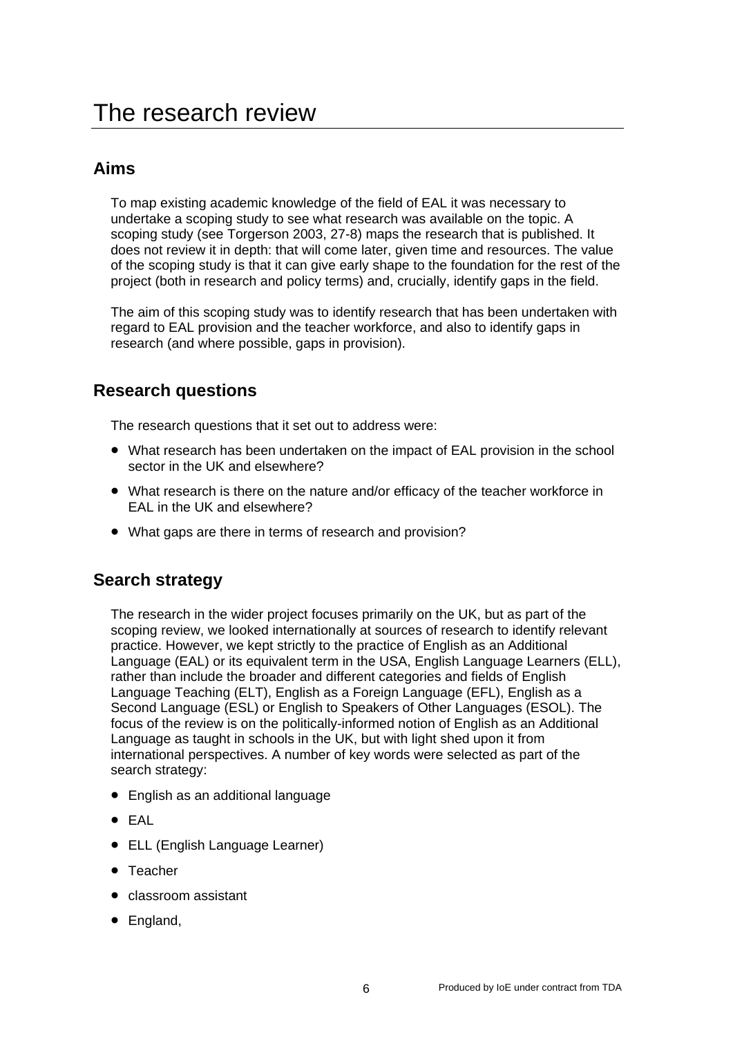# The research review

## Aims

To map existing academic knowledge of the field of EAL it was necessary to undertake a scoping study to see what research was available on the topic. A scoping study (see Torgerson 2003, 27-8) maps the research that is published. It does not review it in depth: that will come later, given time and resources. The value of the scoping study is that it can give early shape to the foundation for the rest of the project (both in research and policy terms) and, crucially, identify gaps in the field.

The aim of this scoping study was to identify research that has been undertaken with regard to EAL provision and the teacher workforce, and also to identify gaps in research (and where possible, gaps in provision).

## Research questions

The research questions that it set out to address were:

- What research has been undertaken on the impact of EAL provision in the school sector in the UK and elsewhere?
- What research is there on the nature and/or efficacy of the teacher workforce in EAL in the UK and elsewhere?
- What gaps are there in terms of research and provision?

## Search strategy

The research in the wider project focuses primarily on the UK, but as part of the scoping review, we looked internationally at sources of research to identify relevant practice. However, we kept strictly to the practice of English as an Additional Language (EAL) or its equivalent term in the USA, English Language Learners (ELL), rather than include the broader and different categories and fields of English Language Teaching (ELT), English as a Foreign Language (EFL), English as a Second Language (ESL) or English to Speakers of Other Languages (ESOL). The focus of the review is on the politically-informed notion of English as an Additional Language as taught in schools in the UK, but with light shed upon it from international perspectives. A number of key words were selected as part of the search strategy:

- English as an additional language
- EAL
- ELL (English Language Learner)
- Teacher
- classroom assistant
- England,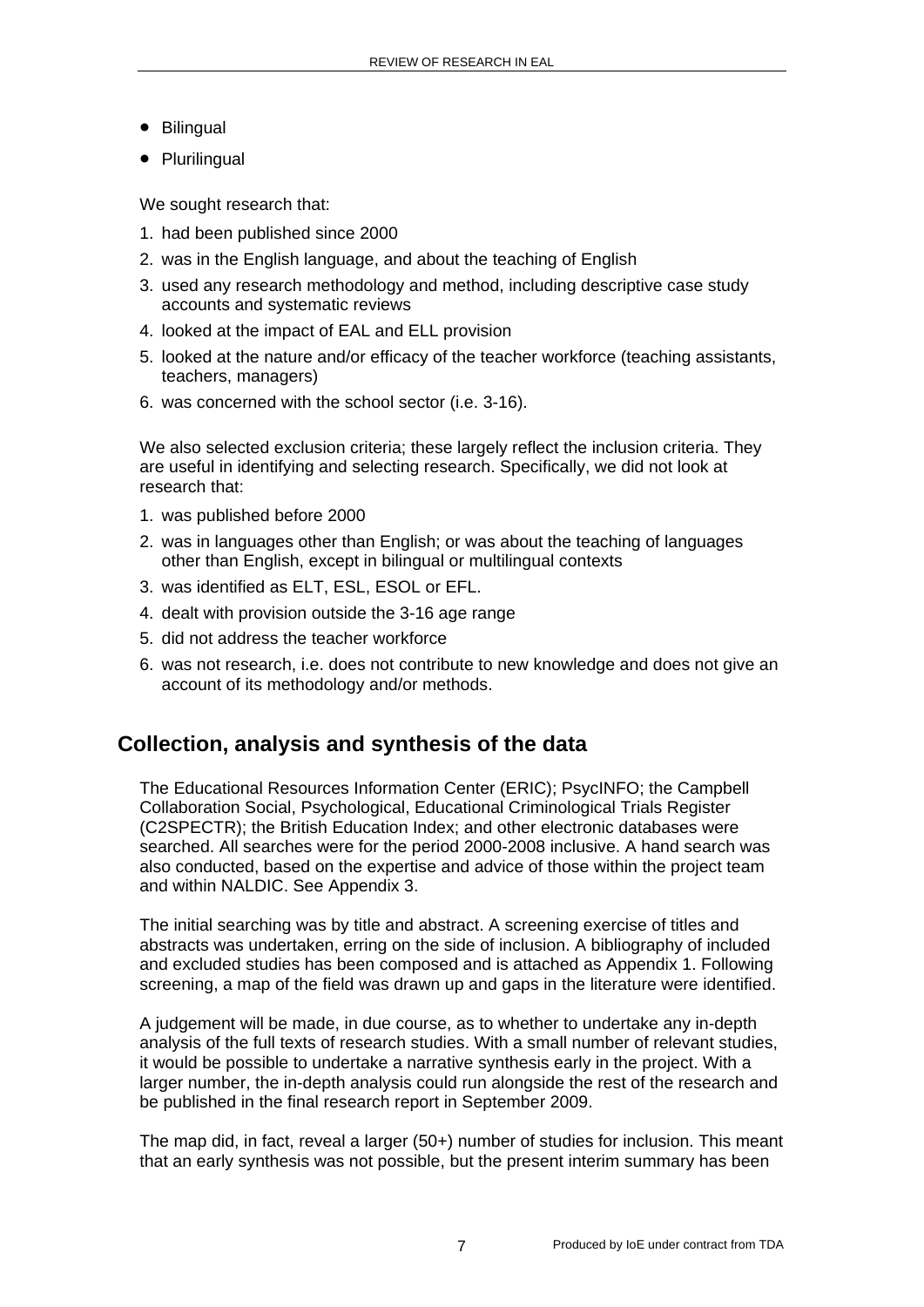- Bilingual
- Plurilingual

We sought research that:

1. had been published since 2000
2. was in the English language, and about the teaching of English
3. used any research methodology and method, including descriptive case study accounts and systematic reviews
4. looked at the impact of EAL and ELL provision
5. looked at the nature and/or efficacy of the teacher workforce (teaching assistants, teachers, managers)
6. was concerned with the school sector (i.e. 3-16).

We also selected exclusion criteria; these largely reflect the inclusion criteria. They are useful in identifying and selecting research. Specifically, we did not look at research that:

1. was published before 2000
2. was in languages other than English; or was about the teaching of languages other than English, except in bilingual or multilingual contexts
3. was identified as ELT, ESL, ESOL or EFL.
4. dealt with provision outside the 3-16 age range
5. did not address the teacher workforce
6. was not research, i.e. does not contribute to new knowledge and does not give an account of its methodology and/or methods.

## Collection, analysis and synthesis of the data

The Educational Resources Information Center (ERIC); PsycINFO; the Campbell Collaboration Social, Psychological, Educational Criminological Trials Register (C2SPECTR); the British Education Index; and other electronic databases were searched. All searches were for the period 2000-2008 inclusive. A hand search was also conducted, based on the expertise and advice of those within the project team and within NALDIC. See Appendix 3.

The initial searching was by title and abstract. A screening exercise of titles and abstracts was undertaken, erring on the side of inclusion. A bibliography of included and excluded studies has been composed and is attached as Appendix 1. Following screening, a map of the field was drawn up and gaps in the literature were identified.

A judgement will be made, in due course, as to whether to undertake any in-depth analysis of the full texts of research studies. With a small number of relevant studies, it would be possible to undertake a narrative synthesis early in the project. With a larger number, the in-depth analysis could run alongside the rest of the research and be published in the final research report in September 2009.

The map did, in fact, reveal a larger (50+) number of studies for inclusion. This meant that an early synthesis was not possible, but the present interim summary has been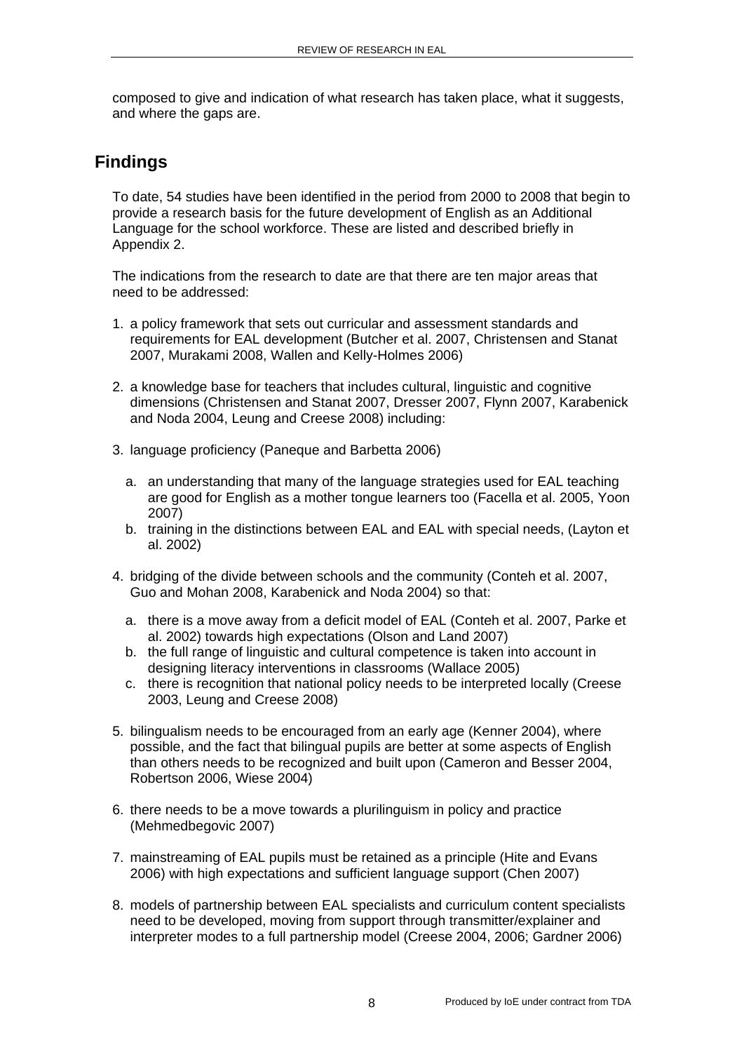composed to give and indication of what research has taken place, what it suggests, and where the gaps are.

## Findings

To date, 54 studies have been identified in the period from 2000 to 2008 that begin to provide a research basis for the future development of English as an Additional Language for the school workforce. These are listed and described briefly in Appendix 2.

The indications from the research to date are that there are ten major areas that need to be addressed:

1. a policy framework that sets out curricular and assessment standards and requirements for EAL development (Butcher et al. 2007, Christensen and Stanat 2007, Murakami 2008, Wallen and Kelly-Holmes 2006)

2. a knowledge base for teachers that includes cultural, linguistic and cognitive dimensions (Christensen and Stanat 2007, Dresser 2007, Flynn 2007, Karabenick and Noda 2004, Leung and Creese 2008) including:

3. language proficiency (Paneque and Barbetta 2006)

   a. an understanding that many of the language strategies used for EAL teaching are good for English as a mother tongue learners too (Facella et al. 2005, Yoon 2007)
   b. training in the distinctions between EAL and EAL with special needs, (Layton et al. 2002)

4. bridging of the divide between schools and the community (Conteh et al. 2007, Guo and Mohan 2008, Karabenick and Noda 2004) so that:

   a. there is a move away from a deficit model of EAL (Conteh et al. 2007, Parke et al. 2002) towards high expectations (Olson and Land 2007)
   b. the full range of linguistic and cultural competence is taken into account in designing literacy interventions in classrooms (Wallace 2005)
   c. there is recognition that national policy needs to be interpreted locally (Creese 2003, Leung and Creese 2008)

5. bilingualism needs to be encouraged from an early age (Kenner 2004), where possible, and the fact that bilingual pupils are better at some aspects of English than others needs to be recognized and built upon (Cameron and Besser 2004, Robertson 2006, Wiese 2004)

6. there needs to be a move towards a plurilinguism in policy and practice (Mehmedbegovic 2007)

7. mainstreaming of EAL pupils must be retained as a principle (Hite and Evans 2006) with high expectations and sufficient language support (Chen 2007)

8. models of partnership between EAL specialists and curriculum content specialists need to be developed, moving from support through transmitter/explainer and interpreter modes to a full partnership model (Creese 2004, 2006; Gardner 2006)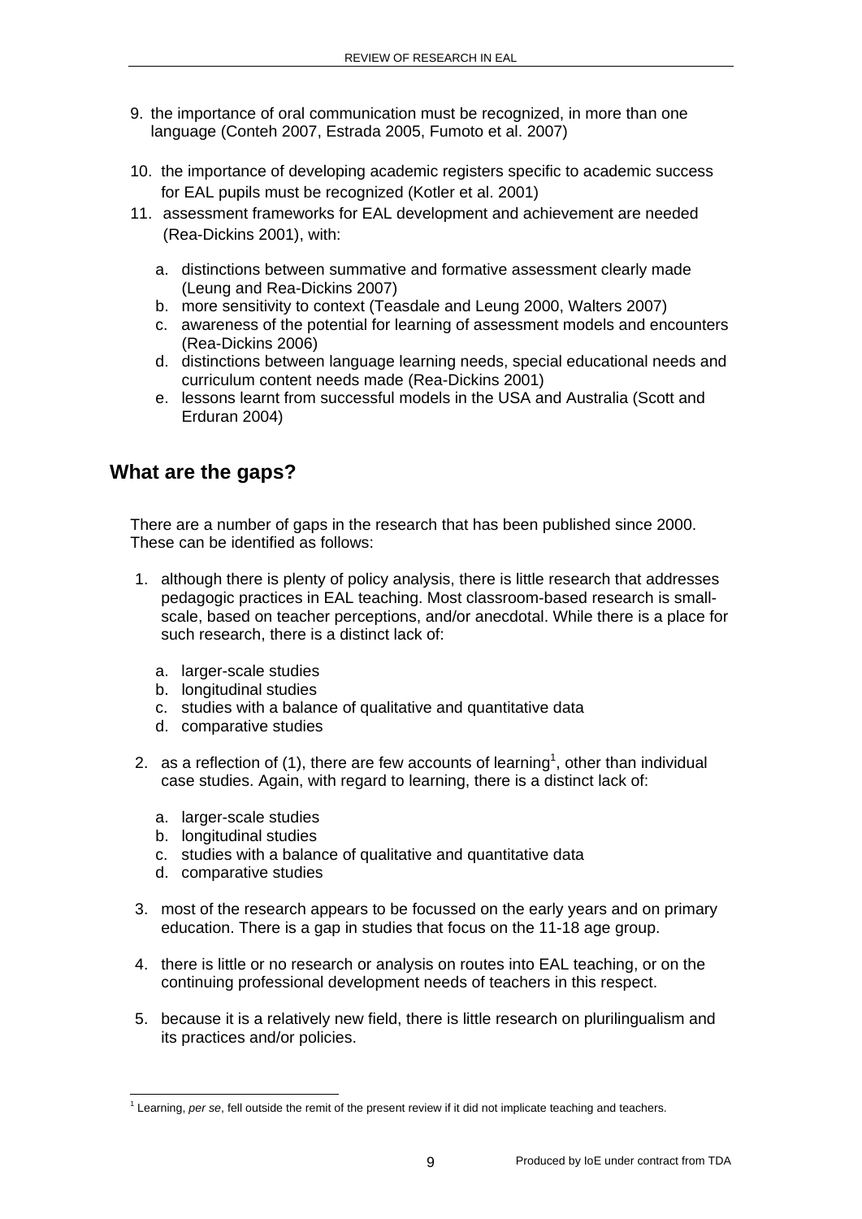9. the importance of oral communication must be recognized, in more than one language (Conteh 2007, Estrada 2005, Fumoto et al. 2007)

10. the importance of developing academic registers specific to academic success for EAL pupils must be recognized (Kotler et al. 2001)

11. assessment frameworks for EAL development and achievement are needed (Rea-Dickins 2001), with:

    a. distinctions between summative and formative assessment clearly made (Leung and Rea-Dickins 2007)
    b. more sensitivity to context (Teasdale and Leung 2000, Walters 2007)
    c. awareness of the potential for learning of assessment models and encounters (Rea-Dickins 2006)
    d. distinctions between language learning needs, special educational needs and curriculum content needs made (Rea-Dickins 2001)
    e. lessons learnt from successful models in the USA and Australia (Scott and Erduran 2004)

## What are the gaps?

There are a number of gaps in the research that has been published since 2000. These can be identified as follows:

1. although there is plenty of policy analysis, there is little research that addresses pedagogic practices in EAL teaching. Most classroom-based research is small-scale, based on teacher perceptions, and/or anecdotal. While there is a place for such research, there is a distinct lack of:

    a. larger-scale studies
    b. longitudinal studies
    c. studies with a balance of qualitative and quantitative data
    d. comparative studies

2. as a reflection of (1), there are few accounts of learning[1], other than individual case studies. Again, with regard to learning, there is a distinct lack of:

    a. larger-scale studies
    b. longitudinal studies
    c. studies with a balance of qualitative and quantitative data
    d. comparative studies

3. most of the research appears to be focussed on the early years and on primary education. There is a gap in studies that focus on the 11-18 age group.

4. there is little or no research or analysis on routes into EAL teaching, or on the continuing professional development needs of teachers in this respect.

5. because it is a relatively new field, there is little research on plurilingualism and its practices and/or policies.

---

[1] Learning, *per se*, fell outside the remit of the present review if it did not implicate teaching and teachers.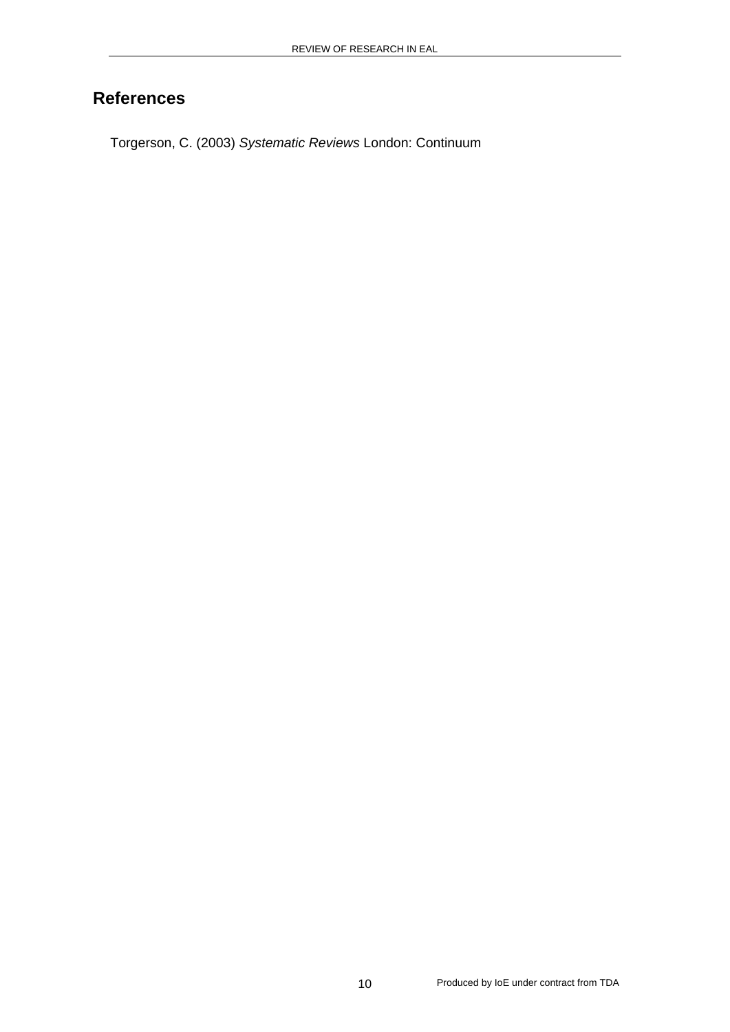## References

Torgerson, C. (2003) *Systematic Reviews* London: Continuum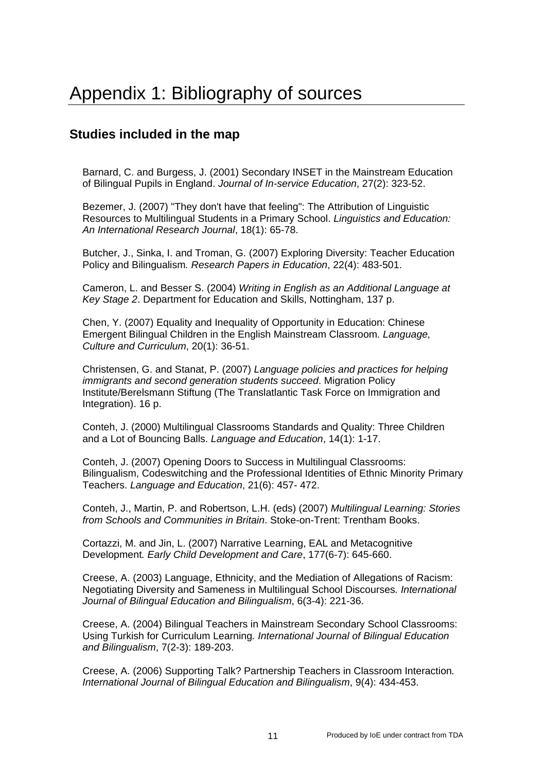# Appendix 1: Bibliography of sources

## Studies included in the map

Barnard, C. and Burgess, J. (2001) Secondary INSET in the Mainstream Education of Bilingual Pupils in England. *Journal of In-service Education*, 27(2): 323-52.

Bezemer, J. (2007) "They don't have that feeling": The Attribution of Linguistic Resources to Multilingual Students in a Primary School. *Linguistics and Education: An International Research Journal*, 18(1): 65-78.

Butcher, J., Sinka, I. and Troman, G. (2007) Exploring Diversity: Teacher Education Policy and Bilingualism*. Research Papers in Education*, 22(4): 483-501.

Cameron, L. and Besser S. (2004) *Writing in English as an Additional Language at Key Stage 2*. Department for Education and Skills, Nottingham, 137 p.

Chen, Y. (2007) Equality and Inequality of Opportunity in Education: Chinese Emergent Bilingual Children in the English Mainstream Classroom*. Language, Culture and Curriculum*, 20(1): 36-51.

Christensen, G. and Stanat, P. (2007) *Language policies and practices for helping immigrants and second generation students succeed*. Migration Policy Institute/Berelsmann Stiftung (The Translatlantic Task Force on Immigration and Integration). 16 p.

Conteh, J. (2000) Multilingual Classrooms Standards and Quality: Three Children and a Lot of Bouncing Balls. *Language and Education*, 14(1): 1-17.

Conteh, J. (2007) Opening Doors to Success in Multilingual Classrooms: Bilingualism, Codeswitching and the Professional Identities of Ethnic Minority Primary Teachers. *Language and Education*, 21(6): 457- 472.

Conteh, J., Martin, P. and Robertson, L.H. (eds) (2007) *Multilingual Learning: Stories from Schools and Communities in Britain*. Stoke-on-Trent: Trentham Books.

Cortazzi, M. and Jin, L. (2007) Narrative Learning, EAL and Metacognitive Development*. Early Child Development and Care*, 177(6-7): 645-660.

Creese, A. (2003) Language, Ethnicity, and the Mediation of Allegations of Racism: Negotiating Diversity and Sameness in Multilingual School Discourses*. International Journal of Bilingual Education and Bilingualism*, 6(3-4): 221-36.

Creese, A. (2004) Bilingual Teachers in Mainstream Secondary School Classrooms: Using Turkish for Curriculum Learning*. International Journal of Bilingual Education and Bilingualism*, 7(2-3): 189-203.

Creese, A. (2006) Supporting Talk? Partnership Teachers in Classroom Interaction*. International Journal of Bilingual Education and Bilingualism*, 9(4): 434-453.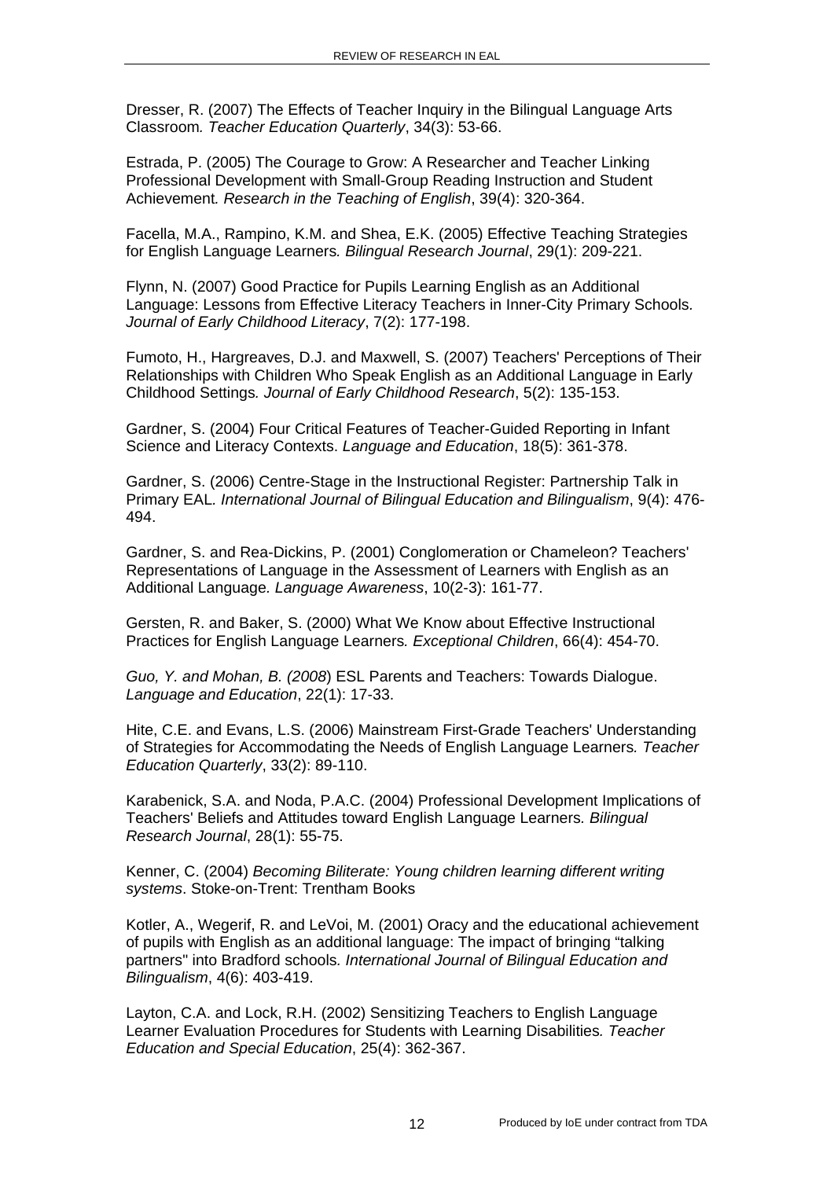Dresser, R. (2007) The Effects of Teacher Inquiry in the Bilingual Language Arts Classroom*. Teacher Education Quarterly*, 34(3): 53-66.

Estrada, P. (2005) The Courage to Grow: A Researcher and Teacher Linking Professional Development with Small-Group Reading Instruction and Student Achievement*. Research in the Teaching of English*, 39(4): 320-364.

Facella, M.A., Rampino, K.M. and Shea, E.K. (2005) Effective Teaching Strategies for English Language Learners*. Bilingual Research Journal*, 29(1): 209-221.

Flynn, N. (2007) Good Practice for Pupils Learning English as an Additional Language: Lessons from Effective Literacy Teachers in Inner-City Primary Schools*. Journal of Early Childhood Literacy*, 7(2): 177-198.

Fumoto, H., Hargreaves, D.J. and Maxwell, S. (2007) Teachers' Perceptions of Their Relationships with Children Who Speak English as an Additional Language in Early Childhood Settings*. Journal of Early Childhood Research*, 5(2): 135-153.

Gardner, S. (2004) Four Critical Features of Teacher-Guided Reporting in Infant Science and Literacy Contexts. *Language and Education*, 18(5): 361-378.

Gardner, S. (2006) Centre-Stage in the Instructional Register: Partnership Talk in Primary EAL*. International Journal of Bilingual Education and Bilingualism*, 9(4): 476-494.

Gardner, S. and Rea-Dickins, P. (2001) Conglomeration or Chameleon? Teachers' Representations of Language in the Assessment of Learners with English as an Additional Language*. Language Awareness*, 10(2-3): 161-77.

Gersten, R. and Baker, S. (2000) What We Know about Effective Instructional Practices for English Language Learners*. Exceptional Children*, 66(4): 454-70.

*Guo, Y. and Mohan, B. (2008*) ESL Parents and Teachers: Towards Dialogue. *Language and Education*, 22(1): 17-33.

Hite, C.E. and Evans, L.S. (2006) Mainstream First-Grade Teachers' Understanding of Strategies for Accommodating the Needs of English Language Learners*. Teacher Education Quarterly*, 33(2): 89-110.

Karabenick, S.A. and Noda, P.A.C. (2004) Professional Development Implications of Teachers' Beliefs and Attitudes toward English Language Learners*. Bilingual Research Journal*, 28(1): 55-75.

Kenner, C. (2004) *Becoming Biliterate: Young children learning different writing systems*. Stoke-on-Trent: Trentham Books

Kotler, A., Wegerif, R. and LeVoi, M. (2001) Oracy and the educational achievement of pupils with English as an additional language: The impact of bringing "talking partners" into Bradford schools*. International Journal of Bilingual Education and Bilingualism*, 4(6): 403-419.

Layton, C.A. and Lock, R.H. (2002) Sensitizing Teachers to English Language Learner Evaluation Procedures for Students with Learning Disabilities*. Teacher Education and Special Education*, 25(4): 362-367.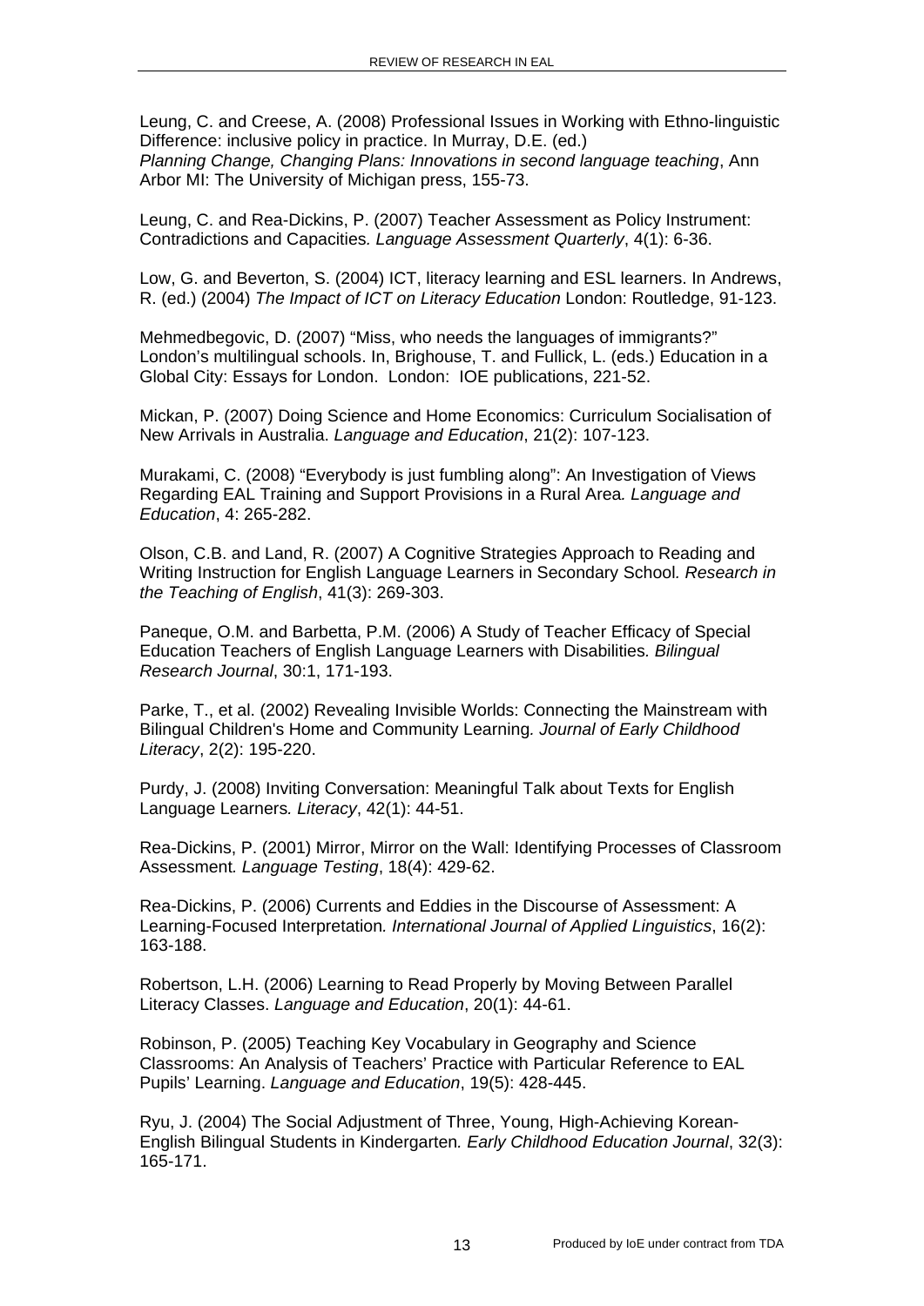Leung, C. and Creese, A. (2008) Professional Issues in Working with Ethno-linguistic Difference: inclusive policy in practice. In Murray, D.E. (ed.) *Planning Change, Changing Plans: Innovations in second language teaching*, Ann Arbor MI: The University of Michigan press, 155-73.

Leung, C. and Rea-Dickins, P. (2007) Teacher Assessment as Policy Instrument: Contradictions and Capacities*. Language Assessment Quarterly*, 4(1): 6-36.

Low, G. and Beverton, S. (2004) ICT, literacy learning and ESL learners. In Andrews, R. (ed.) (2004) *The Impact of ICT on Literacy Education* London: Routledge, 91-123.

Mehmedbegovic, D. (2007) "Miss, who needs the languages of immigrants?" London's multilingual schools. In, Brighouse, T. and Fullick, L. (eds.) Education in a Global City: Essays for London. London: IOE publications, 221-52.

Mickan, P. (2007) Doing Science and Home Economics: Curriculum Socialisation of New Arrivals in Australia. *Language and Education*, 21(2): 107-123.

Murakami, C. (2008) "Everybody is just fumbling along": An Investigation of Views Regarding EAL Training and Support Provisions in a Rural Area*. Language and Education*, 4: 265-282.

Olson, C.B. and Land, R. (2007) A Cognitive Strategies Approach to Reading and Writing Instruction for English Language Learners in Secondary School*. Research in the Teaching of English*, 41(3): 269-303.

Paneque, O.M. and Barbetta, P.M. (2006) A Study of Teacher Efficacy of Special Education Teachers of English Language Learners with Disabilities*. Bilingual Research Journal*, 30:1, 171-193.

Parke, T., et al. (2002) Revealing Invisible Worlds: Connecting the Mainstream with Bilingual Children's Home and Community Learning*. Journal of Early Childhood Literacy*, 2(2): 195-220.

Purdy, J. (2008) Inviting Conversation: Meaningful Talk about Texts for English Language Learners*. Literacy*, 42(1): 44-51.

Rea-Dickins, P. (2001) Mirror, Mirror on the Wall: Identifying Processes of Classroom Assessment*. Language Testing*, 18(4): 429-62.

Rea-Dickins, P. (2006) Currents and Eddies in the Discourse of Assessment: A Learning-Focused Interpretation*. International Journal of Applied Linguistics*, 16(2): 163-188.

Robertson, L.H. (2006) Learning to Read Properly by Moving Between Parallel Literacy Classes. *Language and Education*, 20(1): 44-61.

Robinson, P. (2005) Teaching Key Vocabulary in Geography and Science Classrooms: An Analysis of Teachers' Practice with Particular Reference to EAL Pupils' Learning. *Language and Education*, 19(5): 428-445.

Ryu, J. (2004) The Social Adjustment of Three, Young, High-Achieving Korean-English Bilingual Students in Kindergarten*. Early Childhood Education Journal*, 32(3): 165-171.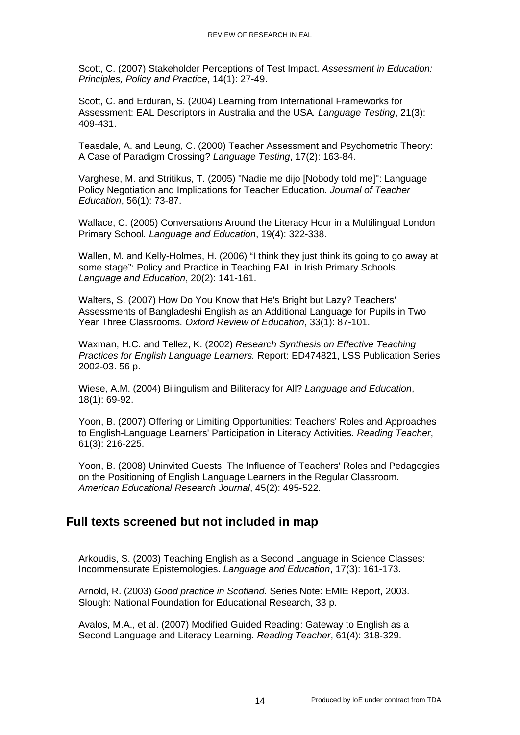Scott, C. (2007) Stakeholder Perceptions of Test Impact. *Assessment in Education: Principles, Policy and Practice*, 14(1): 27-49.

Scott, C. and Erduran, S. (2004) Learning from International Frameworks for Assessment: EAL Descriptors in Australia and the USA*. Language Testing*, 21(3): 409-431.

Teasdale, A. and Leung, C. (2000) Teacher Assessment and Psychometric Theory: A Case of Paradigm Crossing? *Language Testing*, 17(2): 163-84.

Varghese, M. and Stritikus, T. (2005) "Nadie me dijo [Nobody told me]": Language Policy Negotiation and Implications for Teacher Education*. Journal of Teacher Education*, 56(1): 73-87.

Wallace, C. (2005) Conversations Around the Literacy Hour in a Multilingual London Primary School*. Language and Education*, 19(4): 322-338.

Wallen, M. and Kelly-Holmes, H. (2006) "I think they just think its going to go away at some stage": Policy and Practice in Teaching EAL in Irish Primary Schools. *Language and Education*, 20(2): 141-161.

Walters, S. (2007) How Do You Know that He's Bright but Lazy? Teachers' Assessments of Bangladeshi English as an Additional Language for Pupils in Two Year Three Classrooms*. Oxford Review of Education*, 33(1): 87-101.

Waxman, H.C. and Tellez, K. (2002) *Research Synthesis on Effective Teaching Practices for English Language Learners.* Report: ED474821, LSS Publication Series 2002-03. 56 p.

Wiese, A.M. (2004) Bilingulism and Biliteracy for All? *Language and Education*, 18(1): 69-92.

Yoon, B. (2007) Offering or Limiting Opportunities: Teachers' Roles and Approaches to English-Language Learners' Participation in Literacy Activities*. Reading Teacher*, 61(3): 216-225.

Yoon, B. (2008) Uninvited Guests: The Influence of Teachers' Roles and Pedagogies on the Positioning of English Language Learners in the Regular Classroom*. American Educational Research Journal*, 45(2): 495-522.

## Full texts screened but not included in map

Arkoudis, S. (2003) Teaching English as a Second Language in Science Classes: Incommensurate Epistemologies. *Language and Education*, 17(3): 161-173.

Arnold, R. (2003) *Good practice in Scotland.* Series Note: EMIE Report, 2003. Slough: National Foundation for Educational Research, 33 p.

Avalos, M.A., et al. (2007) Modified Guided Reading: Gateway to English as a Second Language and Literacy Learning*. Reading Teacher*, 61(4): 318-329.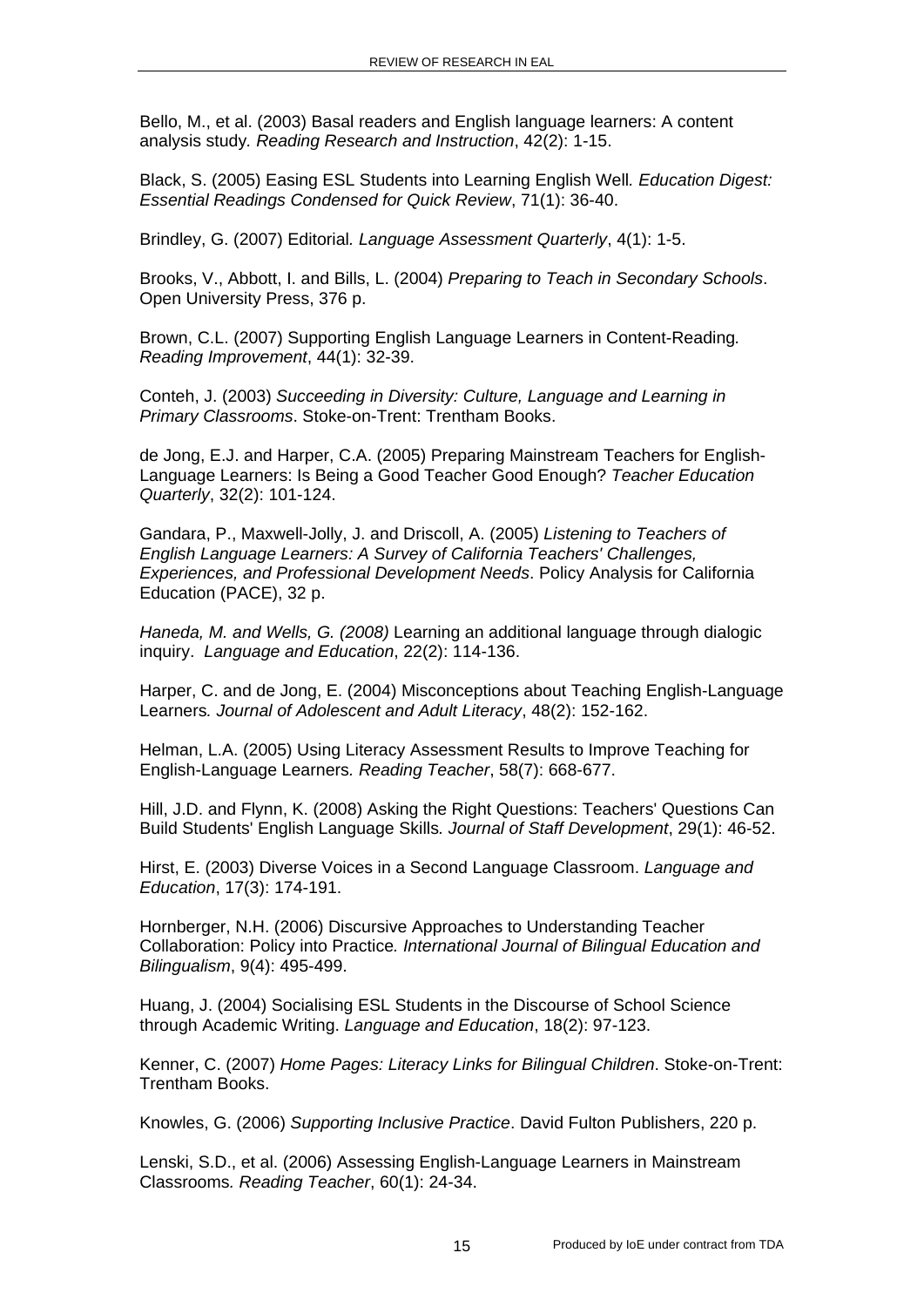Bello, M., et al. (2003) Basal readers and English language learners: A content analysis study*. Reading Research and Instruction*, 42(2): 1-15.

Black, S. (2005) Easing ESL Students into Learning English Well*. Education Digest: Essential Readings Condensed for Quick Review*, 71(1): 36-40.

Brindley, G. (2007) Editorial*. Language Assessment Quarterly*, 4(1): 1-5.

Brooks, V., Abbott, I. and Bills, L. (2004) *Preparing to Teach in Secondary Schools*. Open University Press, 376 p.

Brown, C.L. (2007) Supporting English Language Learners in Content-Reading*. Reading Improvement*, 44(1): 32-39.

Conteh, J. (2003) *Succeeding in Diversity: Culture, Language and Learning in Primary Classrooms*. Stoke-on-Trent: Trentham Books.

de Jong, E.J. and Harper, C.A. (2005) Preparing Mainstream Teachers for English-Language Learners: Is Being a Good Teacher Good Enough? *Teacher Education Quarterly*, 32(2): 101-124.

Gandara, P., Maxwell-Jolly, J. and Driscoll, A. (2005) *Listening to Teachers of English Language Learners: A Survey of California Teachers' Challenges, Experiences, and Professional Development Needs*. Policy Analysis for California Education (PACE), 32 p.

*Haneda, M. and Wells, G. (2008)* Learning an additional language through dialogic inquiry. *Language and Education*, 22(2): 114-136.

Harper, C. and de Jong, E. (2004) Misconceptions about Teaching English-Language Learners*. Journal of Adolescent and Adult Literacy*, 48(2): 152-162.

Helman, L.A. (2005) Using Literacy Assessment Results to Improve Teaching for English-Language Learners*. Reading Teacher*, 58(7): 668-677.

Hill, J.D. and Flynn, K. (2008) Asking the Right Questions: Teachers' Questions Can Build Students' English Language Skills*. Journal of Staff Development*, 29(1): 46-52.

Hirst, E. (2003) Diverse Voices in a Second Language Classroom. *Language and Education*, 17(3): 174-191.

Hornberger, N.H. (2006) Discursive Approaches to Understanding Teacher Collaboration: Policy into Practice*. International Journal of Bilingual Education and Bilingualism*, 9(4): 495-499.

Huang, J. (2004) Socialising ESL Students in the Discourse of School Science through Academic Writing. *Language and Education*, 18(2): 97-123.

Kenner, C. (2007) *Home Pages: Literacy Links for Bilingual Children*. Stoke-on-Trent: Trentham Books.

Knowles, G. (2006) *Supporting Inclusive Practice*. David Fulton Publishers, 220 p.

Lenski, S.D., et al. (2006) Assessing English-Language Learners in Mainstream Classrooms*. Reading Teacher*, 60(1): 24-34.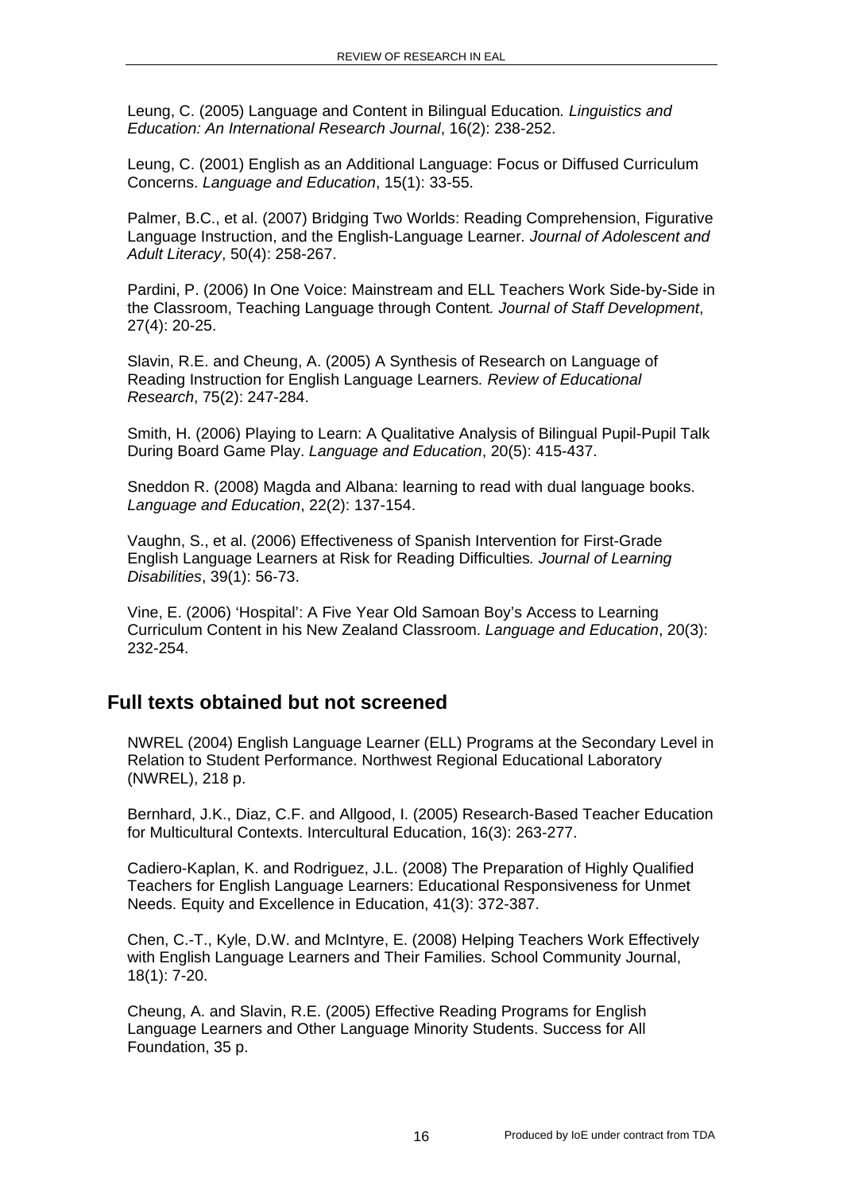Leung, C. (2005) Language and Content in Bilingual Education. *Linguistics and Education: An International Research Journal*, 16(2): 238-252.

Leung, C. (2001) English as an Additional Language: Focus or Diffused Curriculum Concerns. *Language and Education*, 15(1): 33-55.

Palmer, B.C., et al. (2007) Bridging Two Worlds: Reading Comprehension, Figurative Language Instruction, and the English-Language Learner. *Journal of Adolescent and Adult Literacy*, 50(4): 258-267.

Pardini, P. (2006) In One Voice: Mainstream and ELL Teachers Work Side-by-Side in the Classroom, Teaching Language through Content. *Journal of Staff Development*, 27(4): 20-25.

Slavin, R.E. and Cheung, A. (2005) A Synthesis of Research on Language of Reading Instruction for English Language Learners. *Review of Educational Research*, 75(2): 247-284.

Smith, H. (2006) Playing to Learn: A Qualitative Analysis of Bilingual Pupil-Pupil Talk During Board Game Play. *Language and Education*, 20(5): 415-437.

Sneddon R. (2008) Magda and Albana: learning to read with dual language books. *Language and Education*, 22(2): 137-154.

Vaughn, S., et al. (2006) Effectiveness of Spanish Intervention for First-Grade English Language Learners at Risk for Reading Difficulties. *Journal of Learning Disabilities*, 39(1): 56-73.

Vine, E. (2006) 'Hospital': A Five Year Old Samoan Boy's Access to Learning Curriculum Content in his New Zealand Classroom. *Language and Education*, 20(3): 232-254.

## Full texts obtained but not screened

NWREL (2004) English Language Learner (ELL) Programs at the Secondary Level in Relation to Student Performance. Northwest Regional Educational Laboratory (NWREL), 218 p.

Bernhard, J.K., Diaz, C.F. and Allgood, I. (2005) Research-Based Teacher Education for Multicultural Contexts. Intercultural Education, 16(3): 263-277.

Cadiero-Kaplan, K. and Rodriguez, J.L. (2008) The Preparation of Highly Qualified Teachers for English Language Learners: Educational Responsiveness for Unmet Needs. Equity and Excellence in Education, 41(3): 372-387.

Chen, C.-T., Kyle, D.W. and McIntyre, E. (2008) Helping Teachers Work Effectively with English Language Learners and Their Families. School Community Journal, 18(1): 7-20.

Cheung, A. and Slavin, R.E. (2005) Effective Reading Programs for English Language Learners and Other Language Minority Students. Success for All Foundation, 35 p.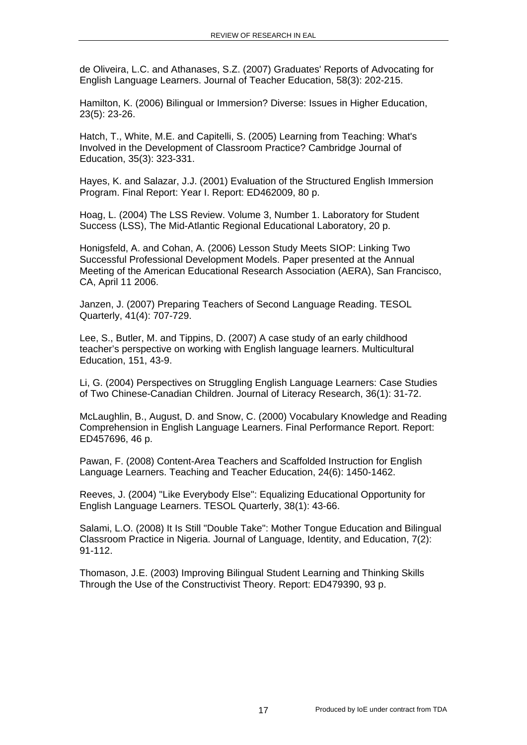de Oliveira, L.C. and Athanases, S.Z. (2007) Graduates' Reports of Advocating for English Language Learners. Journal of Teacher Education, 58(3): 202-215.

Hamilton, K. (2006) Bilingual or Immersion? Diverse: Issues in Higher Education, 23(5): 23-26.

Hatch, T., White, M.E. and Capitelli, S. (2005) Learning from Teaching: What's Involved in the Development of Classroom Practice? Cambridge Journal of Education, 35(3): 323-331.

Hayes, K. and Salazar, J.J. (2001) Evaluation of the Structured English Immersion Program. Final Report: Year I. Report: ED462009, 80 p.

Hoag, L. (2004) The LSS Review. Volume 3, Number 1. Laboratory for Student Success (LSS), The Mid-Atlantic Regional Educational Laboratory, 20 p.

Honigsfeld, A. and Cohan, A. (2006) Lesson Study Meets SIOP: Linking Two Successful Professional Development Models. Paper presented at the Annual Meeting of the American Educational Research Association (AERA), San Francisco, CA, April 11 2006.

Janzen, J. (2007) Preparing Teachers of Second Language Reading. TESOL Quarterly, 41(4): 707-729.

Lee, S., Butler, M. and Tippins, D. (2007) A case study of an early childhood teacher's perspective on working with English language learners. Multicultural Education, 151, 43-9.

Li, G. (2004) Perspectives on Struggling English Language Learners: Case Studies of Two Chinese-Canadian Children. Journal of Literacy Research, 36(1): 31-72.

McLaughlin, B., August, D. and Snow, C. (2000) Vocabulary Knowledge and Reading Comprehension in English Language Learners. Final Performance Report. Report: ED457696, 46 p.

Pawan, F. (2008) Content-Area Teachers and Scaffolded Instruction for English Language Learners. Teaching and Teacher Education, 24(6): 1450-1462.

Reeves, J. (2004) "Like Everybody Else": Equalizing Educational Opportunity for English Language Learners. TESOL Quarterly, 38(1): 43-66.

Salami, L.O. (2008) It Is Still "Double Take": Mother Tongue Education and Bilingual Classroom Practice in Nigeria. Journal of Language, Identity, and Education, 7(2): 91-112.

Thomason, J.E. (2003) Improving Bilingual Student Learning and Thinking Skills Through the Use of the Constructivist Theory. Report: ED479390, 93 p.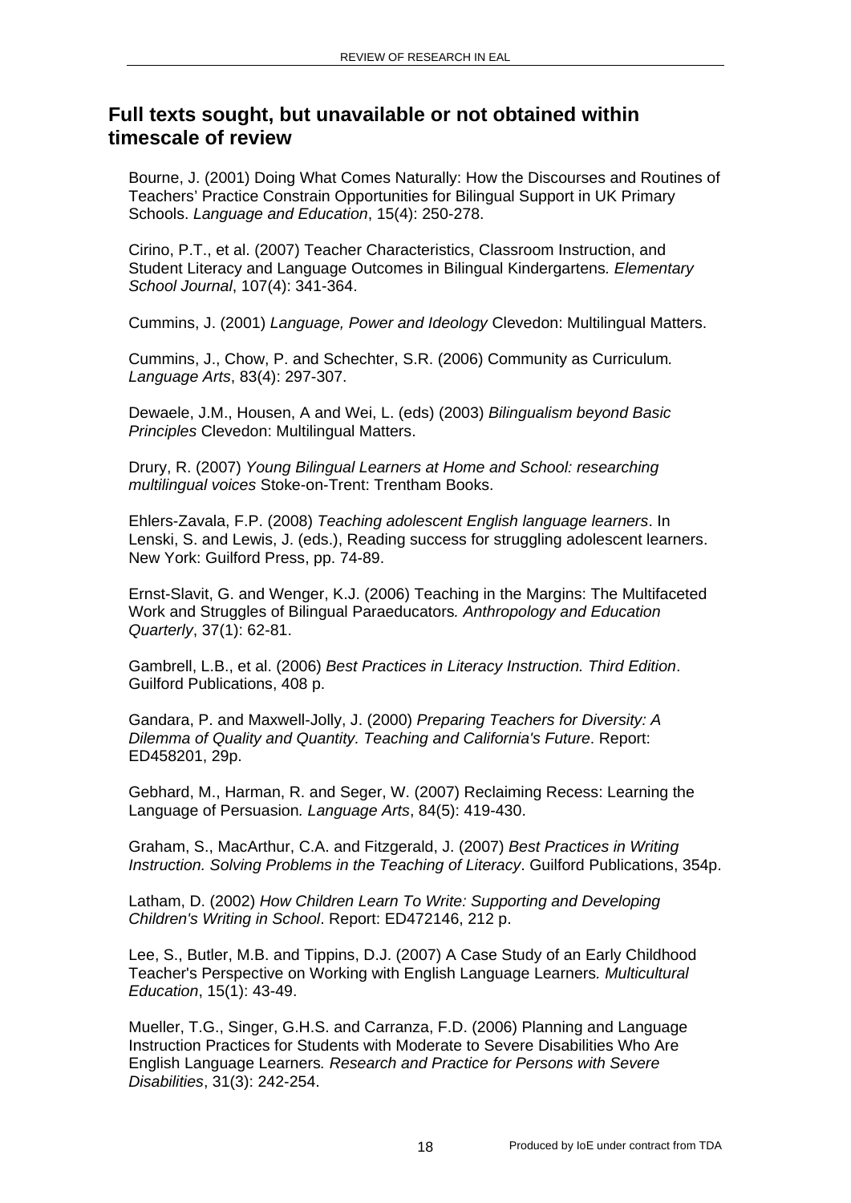## Full texts sought, but unavailable or not obtained within timescale of review

Bourne, J. (2001) Doing What Comes Naturally: How the Discourses and Routines of Teachers' Practice Constrain Opportunities for Bilingual Support in UK Primary Schools. *Language and Education*, 15(4): 250-278.

Cirino, P.T., et al. (2007) Teacher Characteristics, Classroom Instruction, and Student Literacy and Language Outcomes in Bilingual Kindergartens*. Elementary School Journal*, 107(4): 341-364.

Cummins, J. (2001) *Language, Power and Ideology* Clevedon: Multilingual Matters.

Cummins, J., Chow, P. and Schechter, S.R. (2006) Community as Curriculum*. Language Arts*, 83(4): 297-307.

Dewaele, J.M., Housen, A and Wei, L. (eds) (2003) *Bilingualism beyond Basic Principles* Clevedon: Multilingual Matters.

Drury, R. (2007) *Young Bilingual Learners at Home and School: researching multilingual voices* Stoke-on-Trent: Trentham Books.

Ehlers-Zavala, F.P. (2008) *Teaching adolescent English language learners*. In Lenski, S. and Lewis, J. (eds.), Reading success for struggling adolescent learners. New York: Guilford Press, pp. 74-89.

Ernst-Slavit, G. and Wenger, K.J. (2006) Teaching in the Margins: The Multifaceted Work and Struggles of Bilingual Paraeducators*. Anthropology and Education Quarterly*, 37(1): 62-81.

Gambrell, L.B., et al. (2006) *Best Practices in Literacy Instruction. Third Edition*. Guilford Publications, 408 p.

Gandara, P. and Maxwell-Jolly, J. (2000) *Preparing Teachers for Diversity: A Dilemma of Quality and Quantity. Teaching and California's Future*. Report: ED458201, 29p.

Gebhard, M., Harman, R. and Seger, W. (2007) Reclaiming Recess: Learning the Language of Persuasion*. Language Arts*, 84(5): 419-430.

Graham, S., MacArthur, C.A. and Fitzgerald, J. (2007) *Best Practices in Writing Instruction. Solving Problems in the Teaching of Literacy*. Guilford Publications, 354p.

Latham, D. (2002) *How Children Learn To Write: Supporting and Developing Children's Writing in School*. Report: ED472146, 212 p.

Lee, S., Butler, M.B. and Tippins, D.J. (2007) A Case Study of an Early Childhood Teacher's Perspective on Working with English Language Learners*. Multicultural Education*, 15(1): 43-49.

Mueller, T.G., Singer, G.H.S. and Carranza, F.D. (2006) Planning and Language Instruction Practices for Students with Moderate to Severe Disabilities Who Are English Language Learners*. Research and Practice for Persons with Severe Disabilities*, 31(3): 242-254.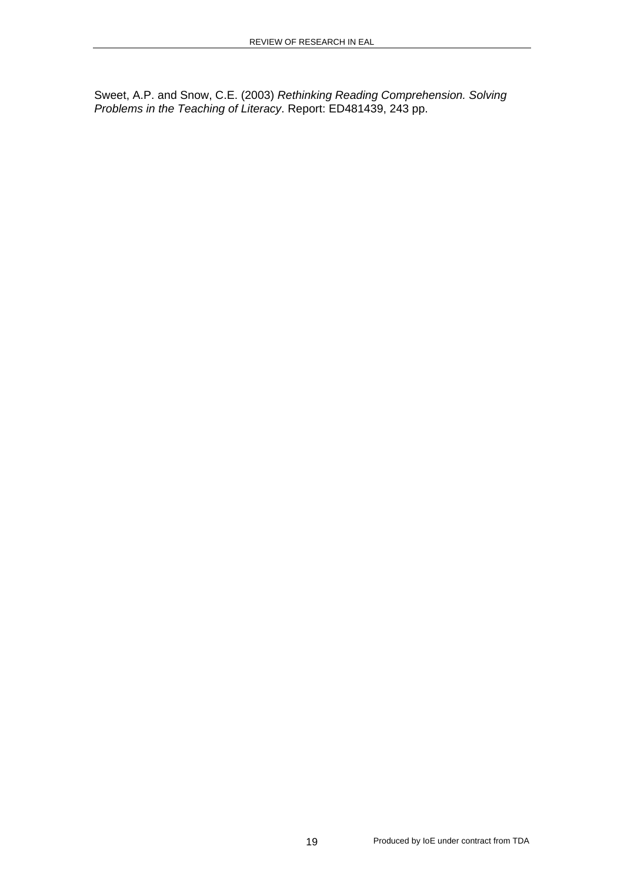Sweet, A.P. and Snow, C.E. (2003) *Rethinking Reading Comprehension. Solving Problems in the Teaching of Literacy*. Report: ED481439, 243 pp.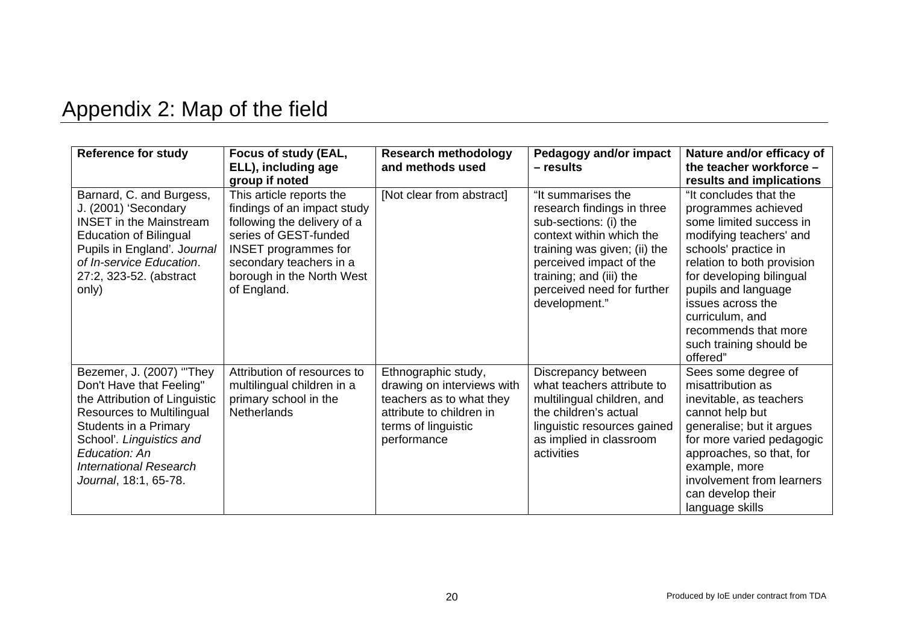# Appendix 2: Map of the field

| Reference for study | Focus of study (EAL, ELL), including age group if noted | Research methodology and methods used | Pedagogy and/or impact – results | Nature and/or efficacy of the teacher workforce – results and implications |
|---|---|---|---|---|
| Barnard, C. and Burgess, J. (2001) 'Secondary INSET in the Mainstream Education of Bilingual Pupils in England'. *Journal of In-service Education*. 27:2, 323-52. (abstract only) | This article reports the findings of an impact study following the delivery of a series of GEST-funded INSET programmes for secondary teachers in a borough in the North West of England. | [Not clear from abstract] | "It summarises the research findings in three sub-sections: (i) the context within which the training was given; (ii) the perceived impact of the training; and (iii) the perceived need for further development." | "It concludes that the programmes achieved some limited success in modifying teachers' and schools' practice in relation to both provision for developing bilingual pupils and language issues across the curriculum, and recommends that more such training should be offered" |
| Bezemer, J. (2007) '"They Don't Have that Feeling" the Attribution of Linguistic Resources to Multilingual Students in a Primary School'. *Linguistics and Education: An International Research Journal*, 18:1, 65-78. | Attribution of resources to multilingual children in a primary school in the Netherlands | Ethnographic study, drawing on interviews with teachers as to what they attribute to children in terms of linguistic performance | Discrepancy between what teachers attribute to multilingual children, and the children's actual linguistic resources gained as implied in classroom activities | Sees some degree of misattribution as inevitable, as teachers cannot help but generalise; but it argues for more varied pedagogic approaches, so that, for example, more involvement from learners can develop their language skills |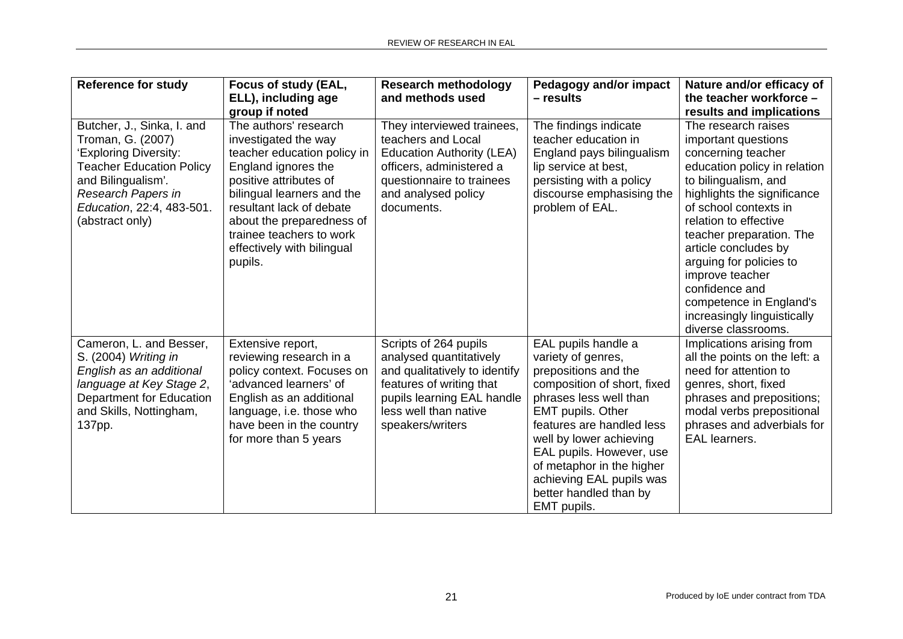| Reference for study | Focus of study (EAL, ELL), including age group if noted | Research methodology and methods used | Pedagogy and/or impact – results | Nature and/or efficacy of the teacher workforce – results and implications |
|---|---|---|---|---|
| Butcher, J., Sinka, I. and Troman, G. (2007) 'Exploring Diversity: Teacher Education Policy and Bilingualism'. *Research Papers in Education*, 22:4, 483-501. (abstract only) | The authors' research investigated the way teacher education policy in England ignores the positive attributes of bilingual learners and the resultant lack of debate about the preparedness of trainee teachers to work effectively with bilingual pupils. | They interviewed trainees, teachers and Local Education Authority (LEA) officers, administered a questionnaire to trainees and analysed policy documents. | The findings indicate teacher education in England pays bilingualism lip service at best, persisting with a policy discourse emphasising the problem of EAL. | The research raises important questions concerning teacher education policy in relation to bilingualism, and highlights the significance of school contexts in relation to effective teacher preparation. The article concludes by arguing for policies to improve teacher confidence and competence in England's increasingly linguistically diverse classrooms. |
| Cameron, L. and Besser, S. (2004) *Writing in English as an additional language at Key Stage 2*, Department for Education and Skills, Nottingham, 137pp. | Extensive report, reviewing research in a policy context. Focuses on 'advanced learners' of English as an additional language, i.e. those who have been in the country for more than 5 years | Scripts of 264 pupils analysed quantitatively and qualitatively to identify features of writing that pupils learning EAL handle less well than native speakers/writers | EAL pupils handle a variety of genres, prepositions and the composition of short, fixed phrases less well than EMT pupils. Other features are handled less well by lower achieving EAL pupils. However, use of metaphor in the higher achieving EAL pupils was better handled than by EMT pupils. | Implications arising from all the points on the left: a need for attention to genres, short, fixed phrases and prepositions; modal verbs prepositional phrases and adverbials for EAL learners. |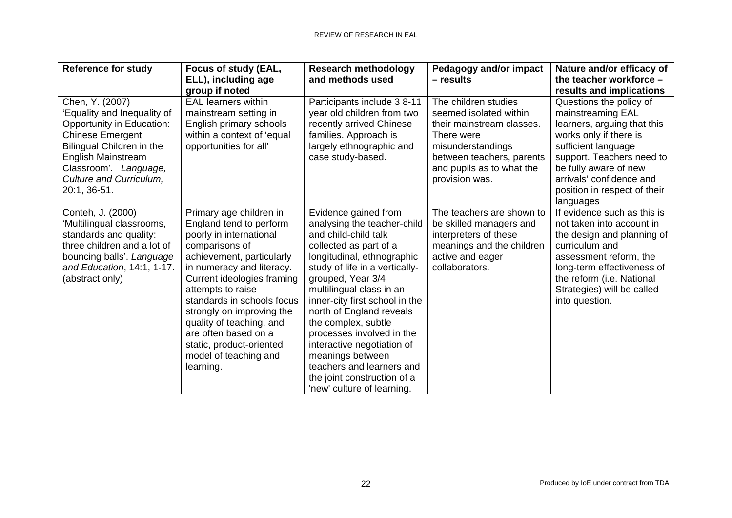| Reference for study | Focus of study (EAL, ELL), including age group if noted | Research methodology and methods used | Pedagogy and/or impact – results | Nature and/or efficacy of the teacher workforce – results and implications |
|---|---|---|---|---|
| Chen, Y. (2007) 'Equality and Inequality of Opportunity in Education: Chinese Emergent Bilingual Children in the English Mainstream Classroom'. *Language, Culture and Curriculum,* 20:1, 36-51. | EAL learners within mainstream setting in English primary schools within a context of 'equal opportunities for all' | Participants include 3 8-11 year old children from two recently arrived Chinese families. Approach is largely ethnographic and case study-based. | The children studies seemed isolated within their mainstream classes. There were misunderstandings between teachers, parents and pupils as to what the provision was. | Questions the policy of mainstreaming EAL learners, arguing that this works only if there is sufficient language support. Teachers need to be fully aware of new arrivals' confidence and position in respect of their languages |
| Conteh, J. (2000) 'Multilingual classrooms, standards and quality: three children and a lot of bouncing balls'. *Language and Education*, 14:1, 1-17. (abstract only) | Primary age children in England tend to perform poorly in international comparisons of achievement, particularly in numeracy and literacy. Current ideologies framing attempts to raise standards in schools focus strongly on improving the quality of teaching, and are often based on a static, product-oriented model of teaching and learning. | Evidence gained from analysing the teacher-child and child-child talk collected as part of a longitudinal, ethnographic study of life in a vertically-grouped, Year 3/4 multilingual class in an inner-city first school in the north of England reveals the complex, subtle processes involved in the interactive negotiation of meanings between teachers and learners and the joint construction of a 'new' culture of learning. | The teachers are shown to be skilled managers and interpreters of these meanings and the children active and eager collaborators. | If evidence such as this is not taken into account in the design and planning of curriculum and assessment reform, the long-term effectiveness of the reform (i.e. National Strategies) will be called into question. |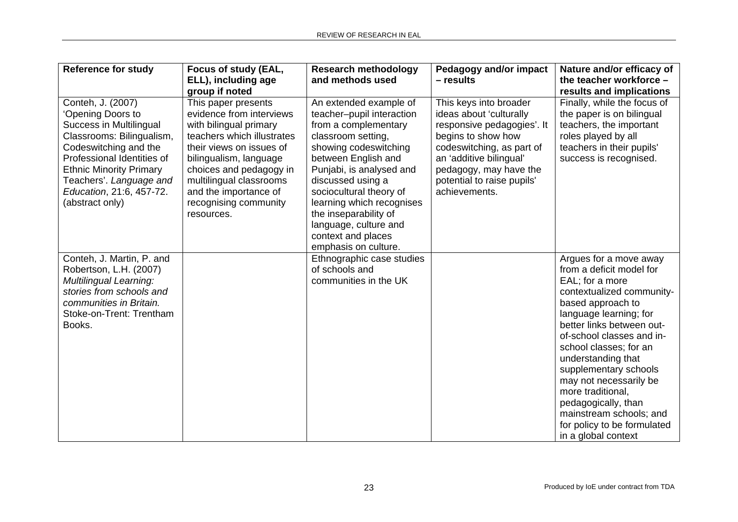| Reference for study | Focus of study (EAL, ELL), including age group if noted | Research methodology and methods used | Pedagogy and/or impact – results | Nature and/or efficacy of the teacher workforce – results and implications |
|---|---|---|---|---|
| Conteh, J. (2007) 'Opening Doors to Success in Multilingual Classrooms: Bilingualism, Codeswitching and the Professional Identities of Ethnic Minority Primary Teachers'. *Language and Education*, 21:6, 457-72. (abstract only) | This paper presents evidence from interviews with bilingual primary teachers which illustrates their views on issues of bilingualism, language choices and pedagogy in multilingual classrooms and the importance of recognising community resources. | An extended example of teacher–pupil interaction from a complementary classroom setting, showing codeswitching between English and Punjabi, is analysed and discussed using a sociocultural theory of learning which recognises the inseparability of language, culture and context and places emphasis on culture. | This keys into broader ideas about 'culturally responsive pedagogies'. It begins to show how codeswitching, as part of an 'additive bilingual' pedagogy, may have the potential to raise pupils' achievements. | Finally, while the focus of the paper is on bilingual teachers, the important roles played by all teachers in their pupils' success is recognised. |
| Conteh, J. Martin, P. and Robertson, L.H. (2007) *Multilingual Learning: stories from schools and communities in Britain.* Stoke-on-Trent: Trentham Books. | | Ethnographic case studies of schools and communities in the UK | | Argues for a move away from a deficit model for EAL; for a more contextualized community-based approach to language learning; for better links between out-of-school classes and in-school classes; for an understanding that supplementary schools may not necessarily be more traditional, pedagogically, than mainstream schools; and for policy to be formulated in a global context |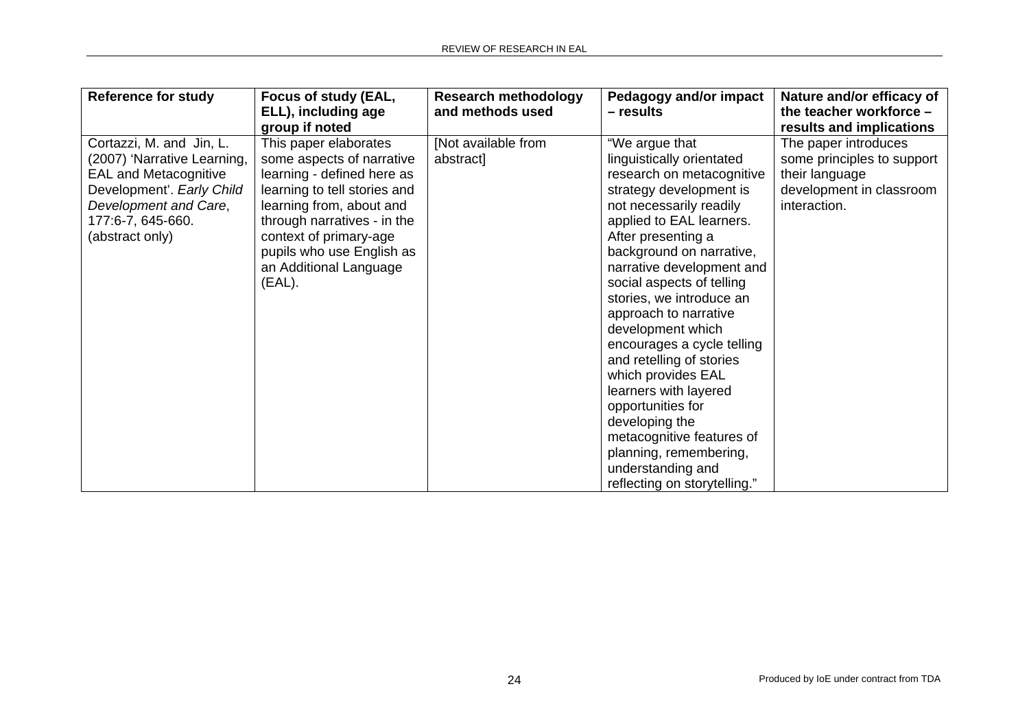| Reference for study | Focus of study (EAL, ELL), including age group if noted | Research methodology and methods used | Pedagogy and/or impact – results | Nature and/or efficacy of the teacher workforce – results and implications |
|---|---|---|---|---|
| Cortazzi, M. and Jin, L. (2007) 'Narrative Learning, EAL and Metacognitive Development'. *Early Child Development and Care*, 177:6-7, 645-660. (abstract only) | This paper elaborates some aspects of narrative learning - defined here as learning to tell stories and learning from, about and through narratives - in the context of primary-age pupils who use English as an Additional Language (EAL). | [Not available from abstract] | "We argue that linguistically orientated research on metacognitive strategy development is not necessarily readily applied to EAL learners. After presenting a background on narrative, narrative development and social aspects of telling stories, we introduce an approach to narrative development which encourages a cycle telling and retelling of stories which provides EAL learners with layered opportunities for developing the metacognitive features of planning, remembering, understanding and reflecting on storytelling." | The paper introduces some principles to support their language development in classroom interaction. |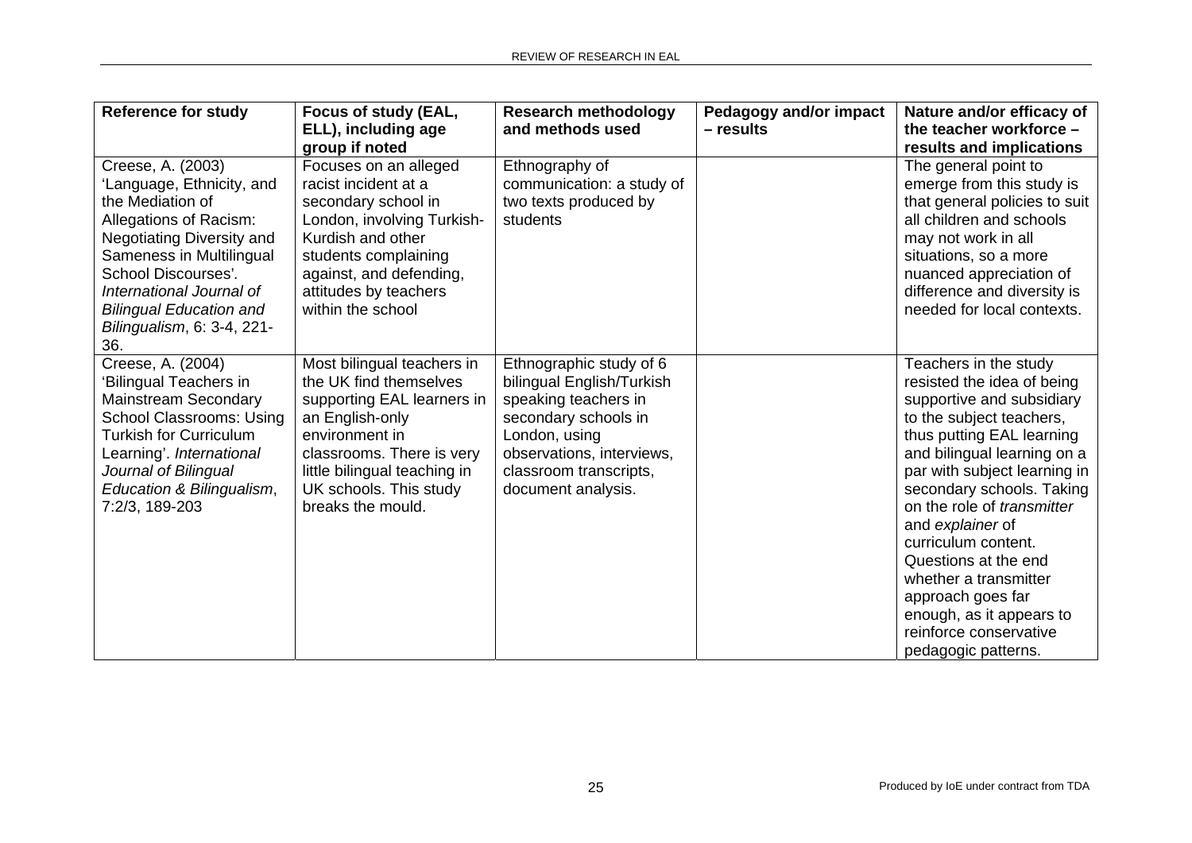| Reference for study | Focus of study (EAL, ELL), including age group if noted | Research methodology and methods used | Pedagogy and/or impact – results | Nature and/or efficacy of the teacher workforce – results and implications |
|---|---|---|---|---|
| Creese, A. (2003) 'Language, Ethnicity, and the Mediation of Allegations of Racism: Negotiating Diversity and Sameness in Multilingual School Discourses'. *International Journal of Bilingual Education and Bilingualism*, 6: 3-4, 221-36. | Focuses on an alleged racist incident at a secondary school in London, involving Turkish-Kurdish and other students complaining against, and defending, attitudes by teachers within the school | Ethnography of communication: a study of two texts produced by students | | The general point to emerge from this study is that general policies to suit all children and schools may not work in all situations, so a more nuanced appreciation of difference and diversity is needed for local contexts. |
| Creese, A. (2004) 'Bilingual Teachers in Mainstream Secondary School Classrooms: Using Turkish for Curriculum Learning'. *International Journal of Bilingual Education & Bilingualism*, 7:2/3, 189-203 | Most bilingual teachers in the UK find themselves supporting EAL learners in an English-only environment in classrooms. There is very little bilingual teaching in UK schools. This study breaks the mould. | Ethnographic study of 6 bilingual English/Turkish speaking teachers in secondary schools in London, using observations, interviews, classroom transcripts, document analysis. | | Teachers in the study resisted the idea of being supportive and subsidiary to the subject teachers, thus putting EAL learning and bilingual learning on a par with subject learning in secondary schools. Taking on the role of *transmitter* and *explainer* of curriculum content. Questions at the end whether a transmitter approach goes far enough, as it appears to reinforce conservative pedagogic patterns. |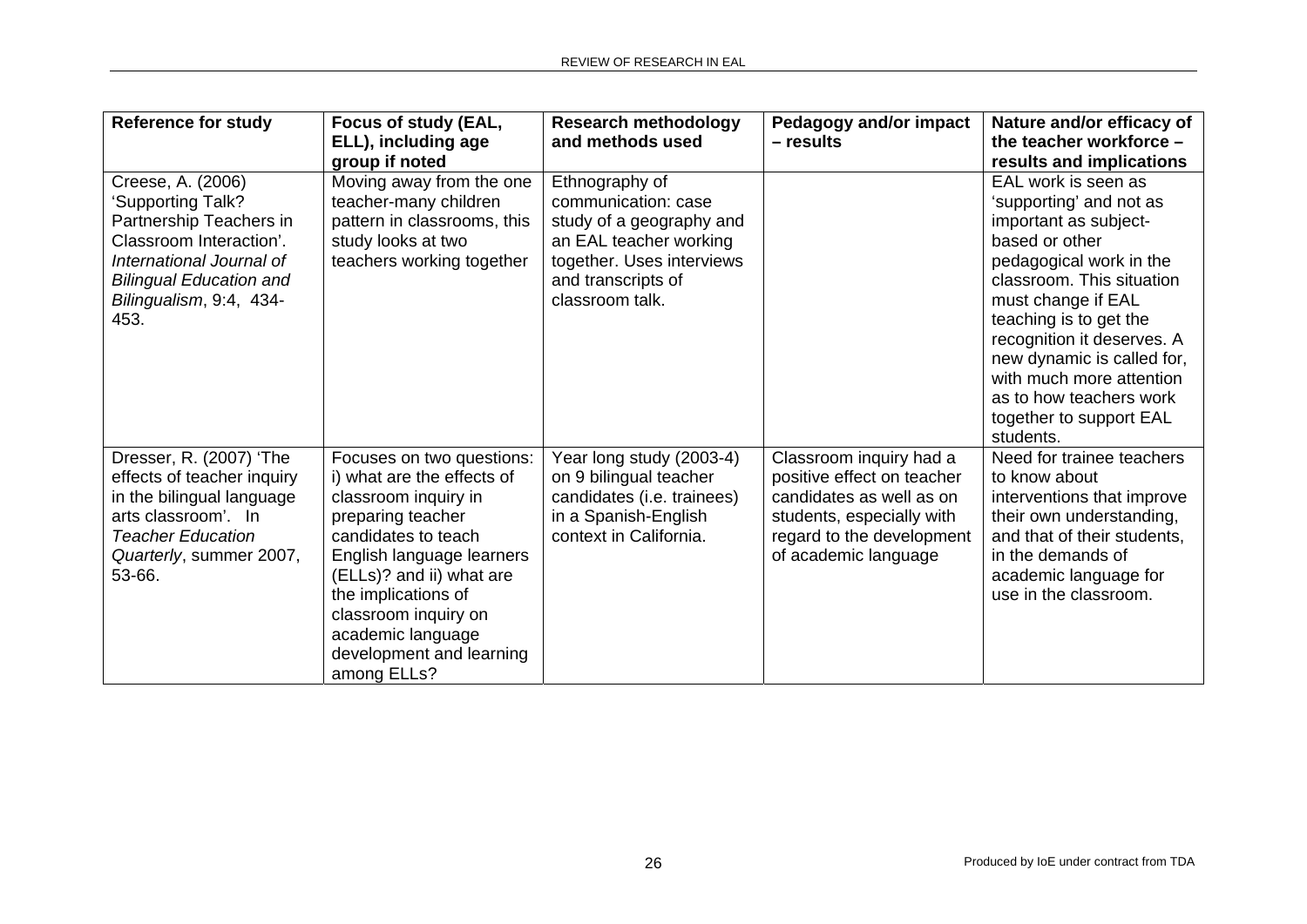| Reference for study | Focus of study (EAL, ELL), including age group if noted | Research methodology and methods used | Pedagogy and/or impact – results | Nature and/or efficacy of the teacher workforce – results and implications |
|---|---|---|---|---|
| Creese, A. (2006) 'Supporting Talk? Partnership Teachers in Classroom Interaction'. *International Journal of Bilingual Education and Bilingualism*, 9:4, 434-453. | Moving away from the one teacher-many children pattern in classrooms, this study looks at two teachers working together | Ethnography of communication: case study of a geography and an EAL teacher working together. Uses interviews and transcripts of classroom talk. | | EAL work is seen as 'supporting' and not as important as subject-based or other pedagogical work in the classroom. This situation must change if EAL teaching is to get the recognition it deserves. A new dynamic is called for, with much more attention as to how teachers work together to support EAL students. |
| Dresser, R. (2007) 'The effects of teacher inquiry in the bilingual language arts classroom'. In *Teacher Education Quarterly*, summer 2007, 53-66. | Focuses on two questions: i) what are the effects of classroom inquiry in preparing teacher candidates to teach English language learners (ELLs)? and ii) what are the implications of classroom inquiry on academic language development and learning among ELLs? | Year long study (2003-4) on 9 bilingual teacher candidates (i.e. trainees) in a Spanish-English context in California. | Classroom inquiry had a positive effect on teacher candidates as well as on students, especially with regard to the development of academic language | Need for trainee teachers to know about interventions that improve their own understanding, and that of their students, in the demands of academic language for use in the classroom. |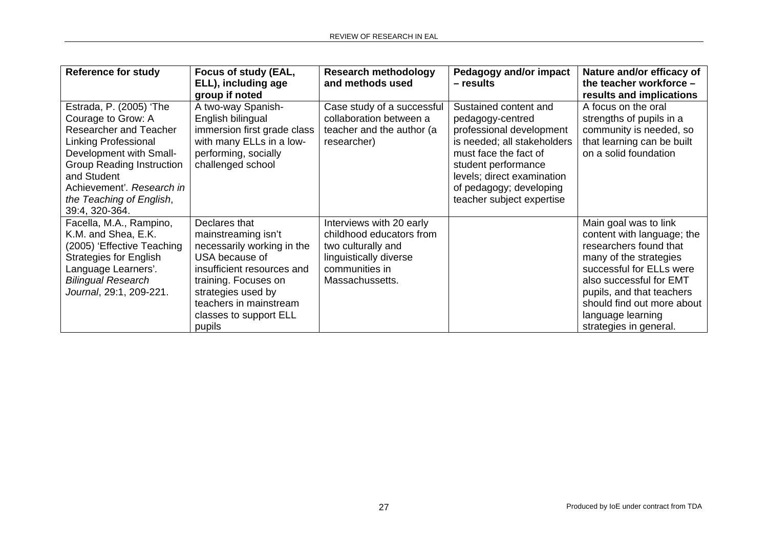| Reference for study | Focus of study (EAL, ELL), including age group if noted | Research methodology and methods used | Pedagogy and/or impact – results | Nature and/or efficacy of the teacher workforce – results and implications |
|---|---|---|---|---|
| Estrada, P. (2005) 'The Courage to Grow: A Researcher and Teacher Linking Professional Development with Small-Group Reading Instruction and Student Achievement'. *Research in the Teaching of English*, 39:4, 320-364. | A two-way Spanish-English bilingual immersion first grade class with many ELLs in a low-performing, socially challenged school | Case study of a successful collaboration between a teacher and the author (a researcher) | Sustained content and pedagogy-centred professional development is needed; all stakeholders must face the fact of student performance levels; direct examination of pedagogy; developing teacher subject expertise | A focus on the oral strengths of pupils in a community is needed, so that learning can be built on a solid foundation |
| Facella, M.A., Rampino, K.M. and Shea, E.K. (2005) 'Effective Teaching Strategies for English Language Learners'. *Bilingual Research Journal*, 29:1, 209-221. | Declares that mainstreaming isn't necessarily working in the USA because of insufficient resources and training. Focuses on strategies used by teachers in mainstream classes to support ELL pupils | Interviews with 20 early childhood educators from two culturally and linguistically diverse communities in Massachussetts. | | Main goal was to link content with language; the researchers found that many of the strategies successful for ELLs were also successful for EMT pupils, and that teachers should find out more about language learning strategies in general. |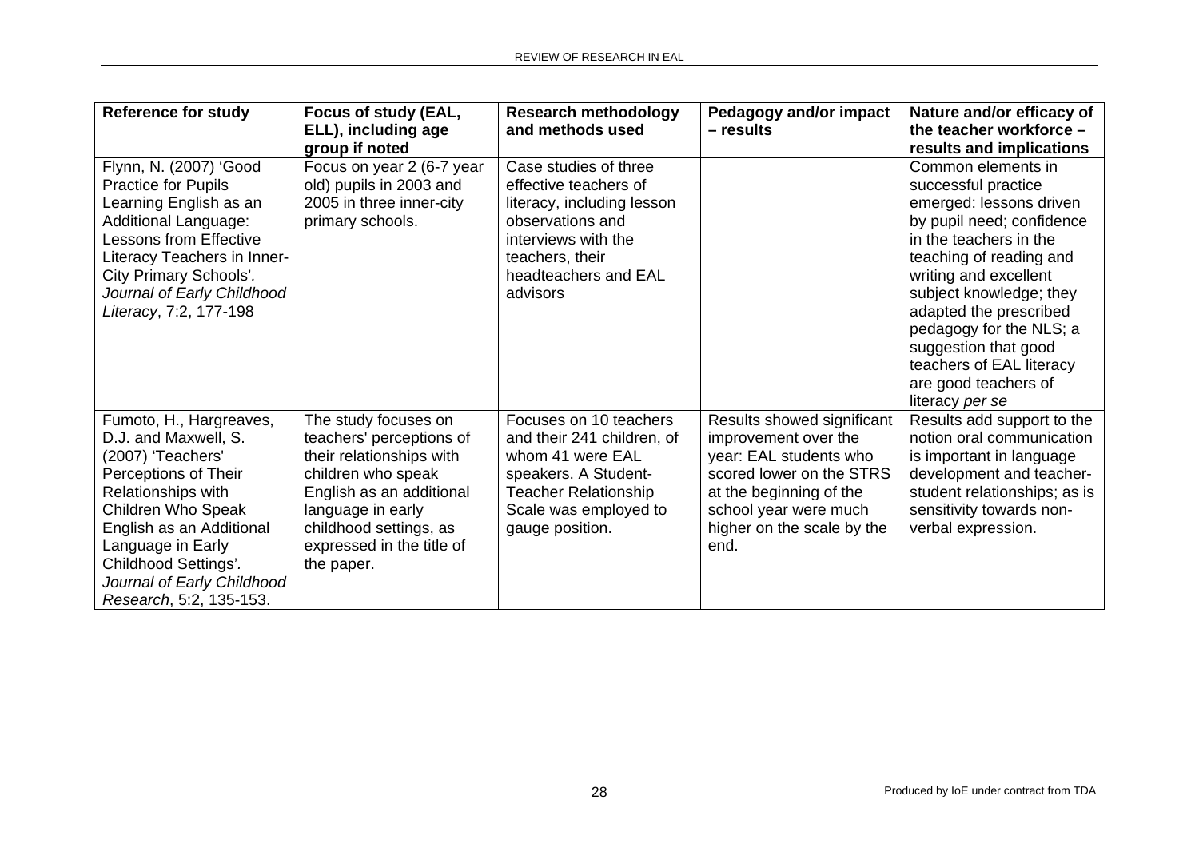| Reference for study | Focus of study (EAL, ELL), including age group if noted | Research methodology and methods used | Pedagogy and/or impact – results | Nature and/or efficacy of the teacher workforce – results and implications |
|---|---|---|---|---|
| Flynn, N. (2007) 'Good Practice for Pupils Learning English as an Additional Language: Lessons from Effective Literacy Teachers in Inner-City Primary Schools'. *Journal of Early Childhood Literacy*, 7:2, 177-198 | Focus on year 2 (6-7 year old) pupils in 2003 and 2005 in three inner-city primary schools. | Case studies of three effective teachers of literacy, including lesson observations and interviews with the teachers, their headteachers and EAL advisors | | Common elements in successful practice emerged: lessons driven by pupil need; confidence in the teachers in the teaching of reading and writing and excellent subject knowledge; they adapted the prescribed pedagogy for the NLS; a suggestion that good teachers of EAL literacy are good teachers of literacy *per se* |
| Fumoto, H., Hargreaves, D.J. and Maxwell, S. (2007) 'Teachers' Perceptions of Their Relationships with Children Who Speak English as an Additional Language in Early Childhood Settings'. *Journal of Early Childhood Research*, 5:2, 135-153. | The study focuses on teachers' perceptions of their relationships with children who speak English as an additional language in early childhood settings, as expressed in the title of the paper. | Focuses on 10 teachers and their 241 children, of whom 41 were EAL speakers. A Student-Teacher Relationship Scale was employed to gauge position. | Results showed significant improvement over the year: EAL students who scored lower on the STRS at the beginning of the school year were much higher on the scale by the end. | Results add support to the notion oral communication is important in language development and teacher-student relationships; as is sensitivity towards non-verbal expression. |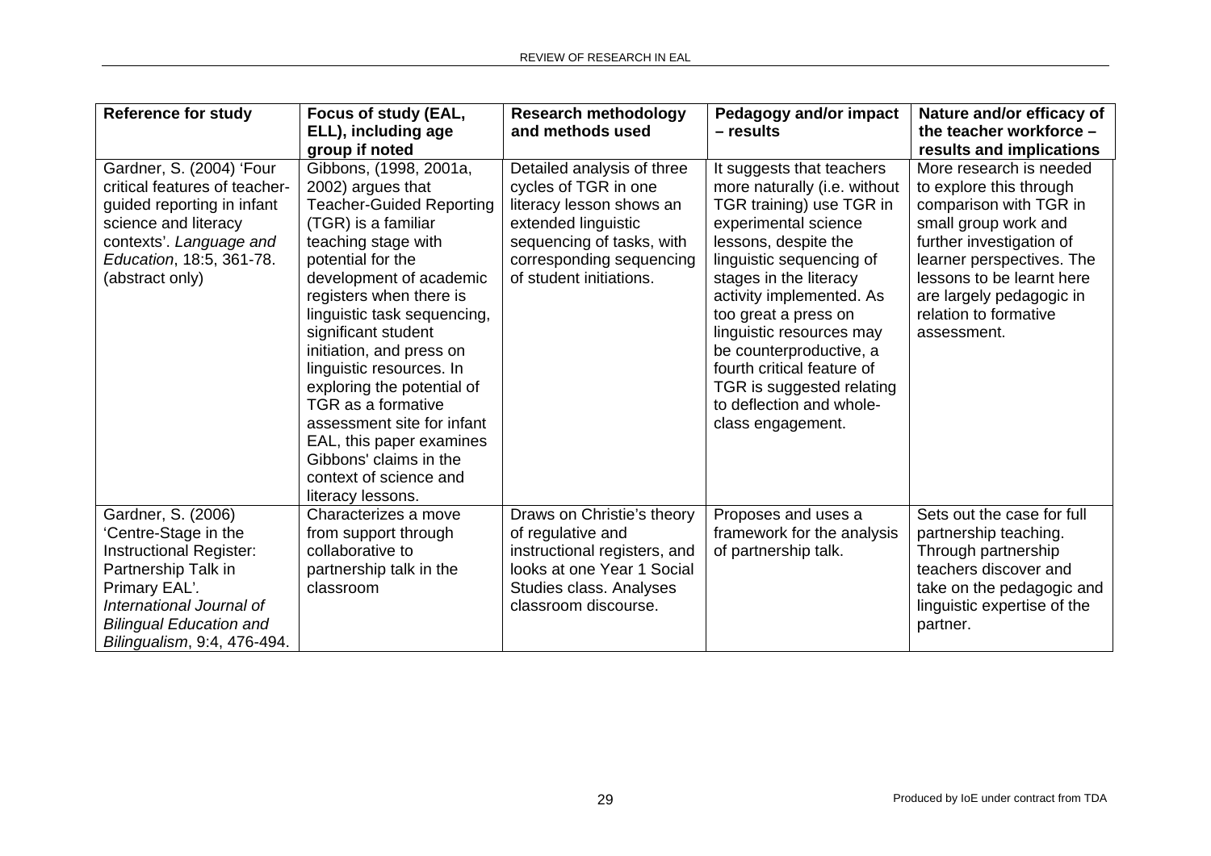| Reference for study | Focus of study (EAL, ELL), including age group if noted | Research methodology and methods used | Pedagogy and/or impact – results | Nature and/or efficacy of the teacher workforce – results and implications |
|---|---|---|---|---|
| Gardner, S. (2004) 'Four critical features of teacher-guided reporting in infant science and literacy contexts'. *Language and Education*, 18:5, 361-78. (abstract only) | Gibbons, (1998, 2001a, 2002) argues that Teacher-Guided Reporting (TGR) is a familiar teaching stage with potential for the development of academic registers when there is linguistic task sequencing, significant student initiation, and press on linguistic resources. In exploring the potential of TGR as a formative assessment site for infant EAL, this paper examines Gibbons' claims in the context of science and literacy lessons. | Detailed analysis of three cycles of TGR in one literacy lesson shows an extended linguistic sequencing of tasks, with corresponding sequencing of student initiations. | It suggests that teachers more naturally (i.e. without TGR training) use TGR in experimental science lessons, despite the linguistic sequencing of stages in the literacy activity implemented. As too great a press on linguistic resources may be counterproductive, a fourth critical feature of TGR is suggested relating to deflection and whole-class engagement. | More research is needed to explore this through comparison with TGR in small group work and further investigation of learner perspectives. The lessons to be learnt here are largely pedagogic in relation to formative assessment. |
| Gardner, S. (2006) 'Centre-Stage in the Instructional Register: Partnership Talk in Primary EAL'. *International Journal of Bilingual Education and Bilingualism*, 9:4, 476-494. | Characterizes a move from support through collaborative to partnership talk in the classroom | Draws on Christie's theory of regulative and instructional registers, and looks at one Year 1 Social Studies class. Analyses classroom discourse. | Proposes and uses a framework for the analysis of partnership talk. | Sets out the case for full partnership teaching. Through partnership teachers discover and take on the pedagogic and linguistic expertise of the partner. |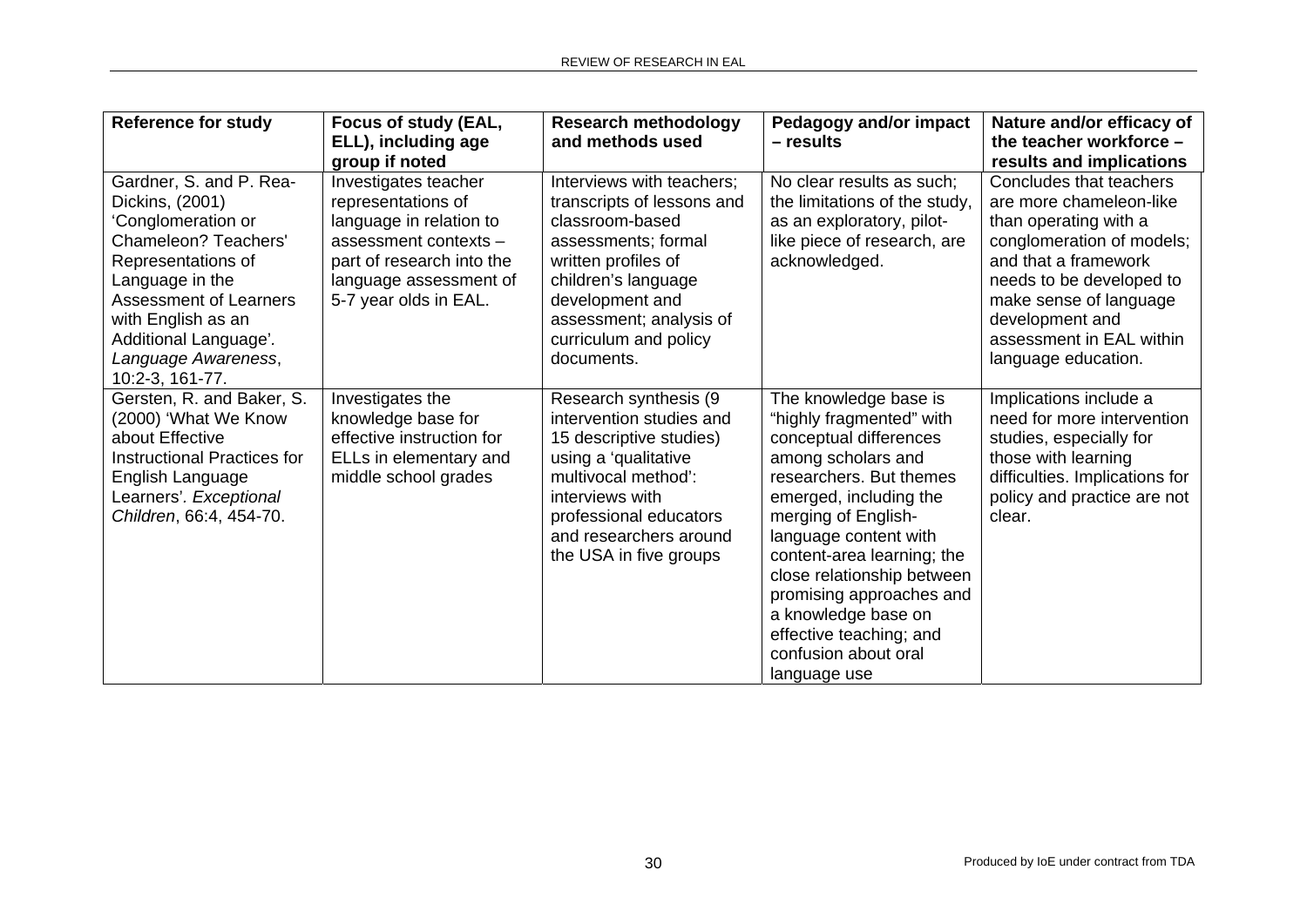| Reference for study | Focus of study (EAL, ELL), including age group if noted | Research methodology and methods used | Pedagogy and/or impact – results | Nature and/or efficacy of the teacher workforce – results and implications |
|---|---|---|---|---|
| Gardner, S. and P. Rea-Dickins, (2001) 'Conglomeration or Chameleon? Teachers' Representations of Language in the Assessment of Learners with English as an Additional Language'. *Language Awareness*, 10:2-3, 161-77. | Investigates teacher representations of language in relation to assessment contexts – part of research into the language assessment of 5-7 year olds in EAL. | Interviews with teachers; transcripts of lessons and classroom-based assessments; formal written profiles of children's language development and assessment; analysis of curriculum and policy documents. | No clear results as such; the limitations of the study, as an exploratory, pilot-like piece of research, are acknowledged. | Concludes that teachers are more chameleon-like than operating with a conglomeration of models; and that a framework needs to be developed to make sense of language development and assessment in EAL within language education. |
| Gersten, R. and Baker, S. (2000) 'What We Know about Effective Instructional Practices for English Language Learners'. *Exceptional Children*, 66:4, 454-70. | Investigates the knowledge base for effective instruction for ELLs in elementary and middle school grades | Research synthesis (9 intervention studies and 15 descriptive studies) using a 'qualitative multivocal method': interviews with professional educators and researchers around the USA in five groups | The knowledge base is "highly fragmented" with conceptual differences among scholars and researchers. But themes emerged, including the merging of English-language content with content-area learning; the close relationship between promising approaches and a knowledge base on effective teaching; and confusion about oral language use | Implications include a need for more intervention studies, especially for those with learning difficulties. Implications for policy and practice are not clear. |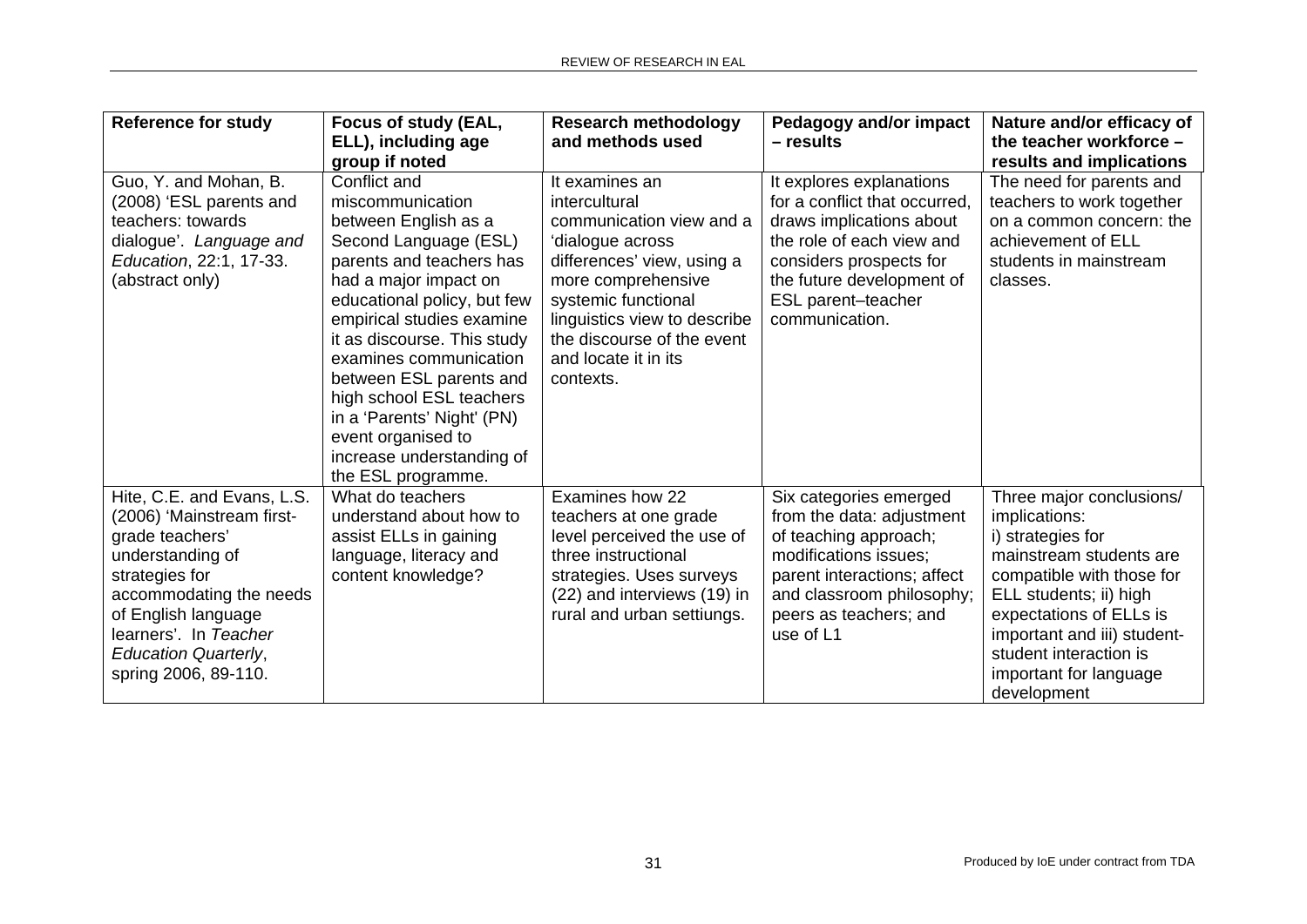| Reference for study | Focus of study (EAL, ELL), including age group if noted | Research methodology and methods used | Pedagogy and/or impact – results | Nature and/or efficacy of the teacher workforce – results and implications |
|---|---|---|---|---|
| Guo, Y. and Mohan, B. (2008) 'ESL parents and teachers: towards dialogue'. *Language and Education*, 22:1, 17-33. (abstract only) | Conflict and miscommunication between English as a Second Language (ESL) parents and teachers has had a major impact on educational policy, but few empirical studies examine it as discourse. This study examines communication between ESL parents and high school ESL teachers in a 'Parents' Night' (PN) event organised to increase understanding of the ESL programme. | It examines an intercultural communication view and a 'dialogue across differences' view, using a more comprehensive systemic functional linguistics view to describe the discourse of the event and locate it in its contexts. | It explores explanations for a conflict that occurred, draws implications about the role of each view and considers prospects for the future development of ESL parent–teacher communication. | The need for parents and teachers to work together on a common concern: the achievement of ELL students in mainstream classes. |
| Hite, C.E. and Evans, L.S. (2006) 'Mainstream first-grade teachers' understanding of strategies for accommodating the needs of English language learners'. In *Teacher Education Quarterly*, spring 2006, 89-110. | What do teachers understand about how to assist ELLs in gaining language, literacy and content knowledge? | Examines how 22 teachers at one grade level perceived the use of three instructional strategies. Uses surveys (22) and interviews (19) in rural and urban settiungs. | Six categories emerged from the data: adjustment of teaching approach; modifications issues; parent interactions; affect and classroom philosophy; peers as teachers; and use of L1 | Three major conclusions/ implications: i) strategies for mainstream students are compatible with those for ELL students; ii) high expectations of ELLs is important and iii) student-student interaction is important for language development |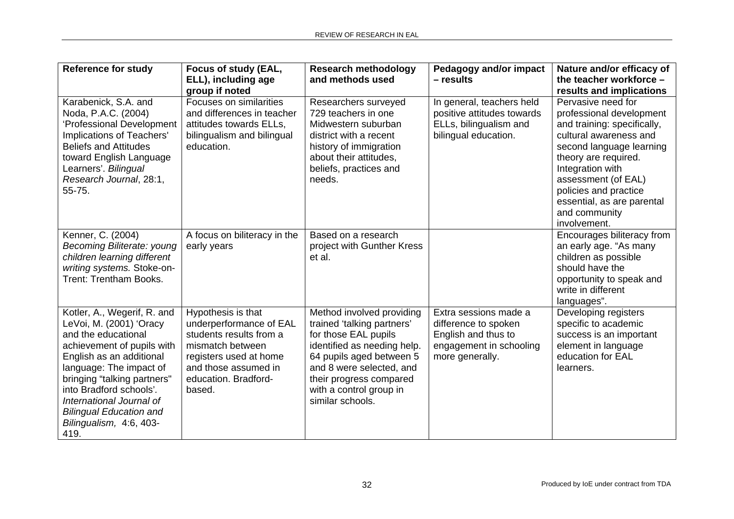| Reference for study | Focus of study (EAL, ELL), including age group if noted | Research methodology and methods used | Pedagogy and/or impact – results | Nature and/or efficacy of the teacher workforce – results and implications |
|---|---|---|---|---|
| Karabenick, S.A. and Noda, P.A.C. (2004) 'Professional Development Implications of Teachers' Beliefs and Attitudes toward English Language Learners'. *Bilingual Research Journal*, 28:1, 55-75. | Focuses on similarities and differences in teacher attitudes towards ELLs, bilingualism and bilingual education. | Researchers surveyed 729 teachers in one Midwestern suburban district with a recent history of immigration about their attitudes, beliefs, practices and needs. | In general, teachers held positive attitudes towards ELLs, bilingualism and bilingual education. | Pervasive need for professional development and training: specifically, cultural awareness and second language learning theory are required. Integration with assessment (of EAL) policies and practice essential, as are parental and community involvement. |
| Kenner, C. (2004) *Becoming Biliterate: young children learning different writing systems.* Stoke-on-Trent: Trentham Books. | A focus on biliteracy in the early years | Based on a research project with Gunther Kress et al. | | Encourages biliteracy from an early age. "As many children as possible should have the opportunity to speak and write in different languages". |
| Kotler, A., Wegerif, R. and LeVoi, M. (2001) 'Oracy and the educational achievement of pupils with English as an additional language: The impact of bringing "talking partners" into Bradford schools'. *International Journal of Bilingual Education and Bilingualism,* 4:6, 403-419. | Hypothesis is that underperformance of EAL students results from a mismatch between registers used at home and those assumed in education. Bradford-based. | Method involved providing trained 'talking partners' for those EAL pupils identified as needing help. 64 pupils aged between 5 and 8 were selected, and their progress compared with a control group in similar schools. | Extra sessions made a difference to spoken English and thus to engagement in schooling more generally. | Developing registers specific to academic success is an important element in language education for EAL learners. |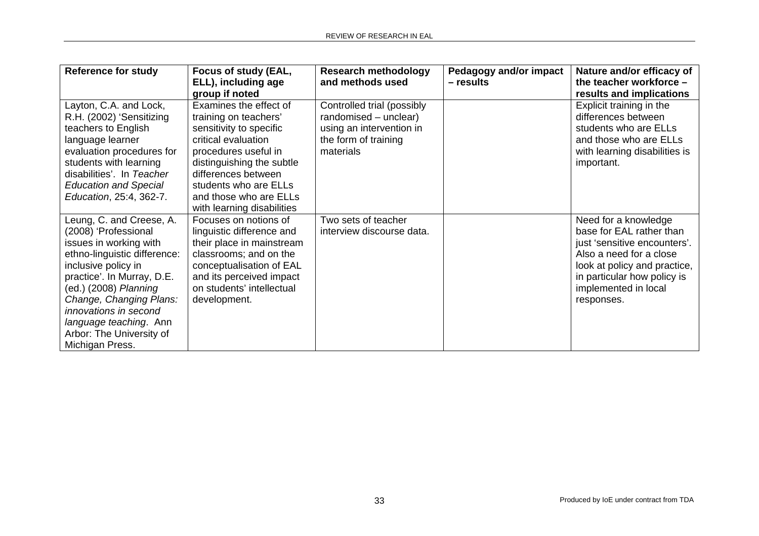| Reference for study | Focus of study (EAL, ELL), including age group if noted | Research methodology and methods used | Pedagogy and/or impact – results | Nature and/or efficacy of the teacher workforce – results and implications |
|---|---|---|---|---|
| Layton, C.A. and Lock, R.H. (2002) 'Sensitizing teachers to English language learner evaluation procedures for students with learning disabilities'. In *Teacher Education and Special Education*, 25:4, 362-7. | Examines the effect of training on teachers' sensitivity to specific critical evaluation procedures useful in distinguishing the subtle differences between students who are ELLs and those who are ELLs with learning disabilities | Controlled trial (possibly randomised – unclear) using an intervention in the form of training materials | | Explicit training in the differences between students who are ELLs and those who are ELLs with learning disabilities is important. |
| Leung, C. and Creese, A. (2008) 'Professional issues in working with ethno-linguistic difference: inclusive policy in practice'. In Murray, D.E. (ed.) (2008) *Planning Change, Changing Plans: innovations in second language teaching*. Ann Arbor: The University of Michigan Press. | Focuses on notions of linguistic difference and their place in mainstream classrooms; and on the conceptualisation of EAL and its perceived impact on students' intellectual development. | Two sets of teacher interview discourse data. | | Need for a knowledge base for EAL rather than just 'sensitive encounters'. Also a need for a close look at policy and practice, in particular how policy is implemented in local responses. |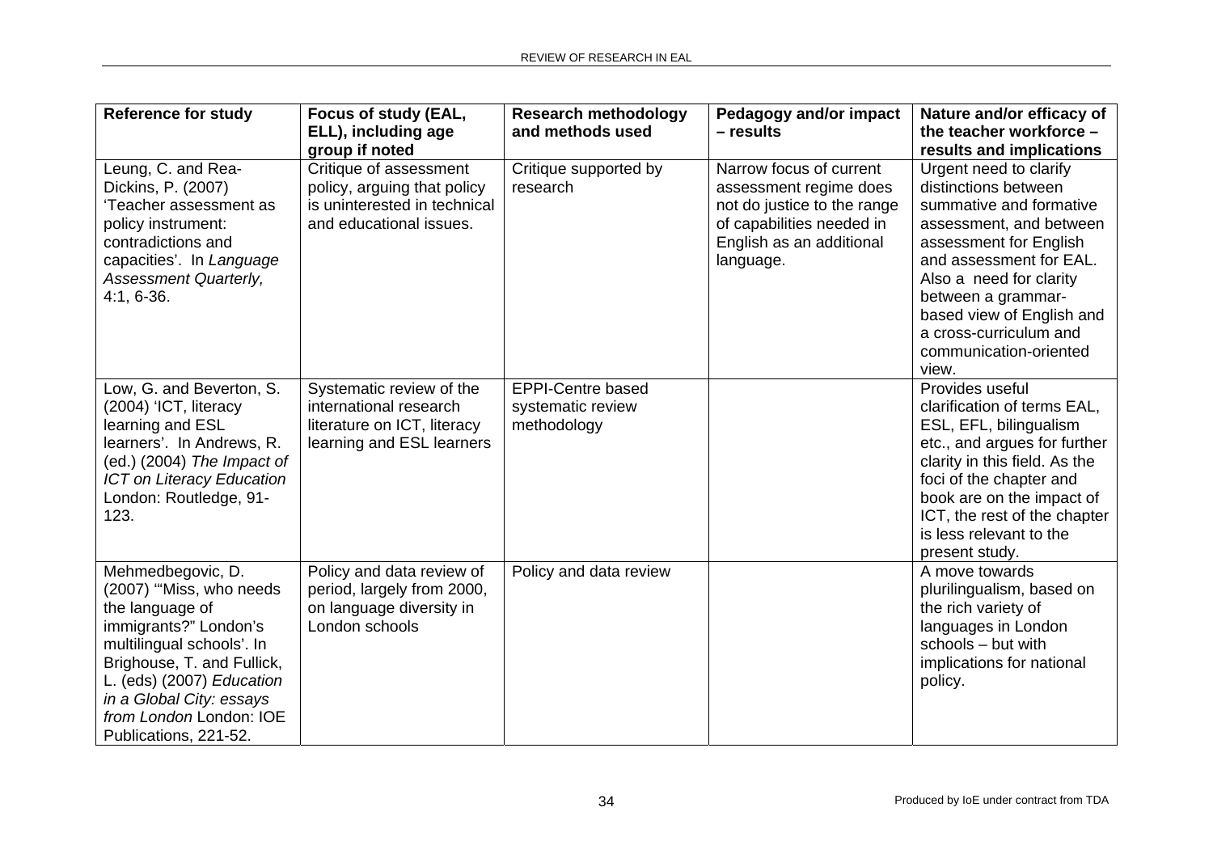| Reference for study | Focus of study (EAL, ELL), including age group if noted | Research methodology and methods used | Pedagogy and/or impact – results | Nature and/or efficacy of the teacher workforce – results and implications |
|---|---|---|---|---|
| Leung, C. and Rea-Dickins, P. (2007) 'Teacher assessment as policy instrument: contradictions and capacities'. In *Language Assessment Quarterly,* 4:1, 6-36. | Critique of assessment policy, arguing that policy is uninterested in technical and educational issues. | Critique supported by research | Narrow focus of current assessment regime does not do justice to the range of capabilities needed in English as an additional language. | Urgent need to clarify distinctions between summative and formative assessment, and between assessment for English and assessment for EAL. Also a need for clarity between a grammar-based view of English and a cross-curriculum and communication-oriented view. |
| Low, G. and Beverton, S. (2004) 'ICT, literacy learning and ESL learners'. In Andrews, R. (ed.) (2004) *The Impact of ICT on Literacy Education* London: Routledge, 91-123. | Systematic review of the international research literature on ICT, literacy learning and ESL learners | EPPI-Centre based systematic review methodology | | Provides useful clarification of terms EAL, ESL, EFL, bilingualism etc., and argues for further clarity in this field. As the foci of the chapter and book are on the impact of ICT, the rest of the chapter is less relevant to the present study. |
| Mehmedbegovic, D. (2007) '"Miss, who needs the language of immigrants?" London's multilingual schools'. In Brighouse, T. and Fullick, L. (eds) (2007) *Education in a Global City: essays from London* London: IOE Publications, 221-52. | Policy and data review of period, largely from 2000, on language diversity in London schools | Policy and data review | | A move towards plurilingualism, based on the rich variety of languages in London schools – but with implications for national policy. |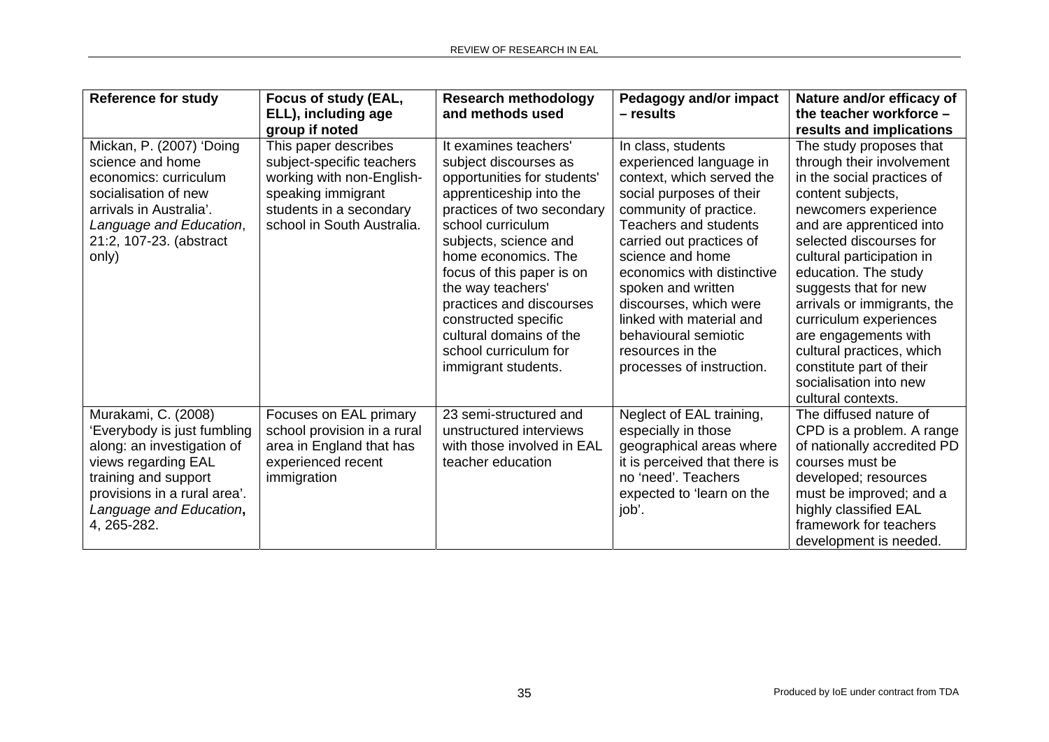| Reference for study | Focus of study (EAL, ELL), including age group if noted | Research methodology and methods used | Pedagogy and/or impact – results | Nature and/or efficacy of the teacher workforce – results and implications |
|---|---|---|---|---|
| Mickan, P. (2007) 'Doing science and home economics: curriculum socialisation of new arrivals in Australia'. *Language and Education*, 21:2, 107-23. (abstract only) | This paper describes subject-specific teachers working with non-English-speaking immigrant students in a secondary school in South Australia. | It examines teachers' subject discourses as opportunities for students' apprenticeship into the practices of two secondary school curriculum subjects, science and home economics. The focus of this paper is on the way teachers' practices and discourses constructed specific cultural domains of the school curriculum for immigrant students. | In class, students experienced language in context, which served the social purposes of their community of practice. Teachers and students carried out practices of science and home economics with distinctive spoken and written discourses, which were linked with material and behavioural semiotic resources in the processes of instruction. | The study proposes that through their involvement in the social practices of content subjects, newcomers experience and are apprenticed into selected discourses for cultural participation in education. The study suggests that for new arrivals or immigrants, the curriculum experiences are engagements with cultural practices, which constitute part of their socialisation into new cultural contexts. |
| Murakami, C. (2008) 'Everybody is just fumbling along: an investigation of views regarding EAL training and support provisions in a rural area'. *Language and Education*, 4, 265-282. | Focuses on EAL primary school provision in a rural area in England that has experienced recent immigration | 23 semi-structured and unstructured interviews with those involved in EAL teacher education | Neglect of EAL training, especially in those geographical areas where it is perceived that there is no 'need'. Teachers expected to 'learn on the job'. | The diffused nature of CPD is a problem. A range of nationally accredited PD courses must be developed; resources must be improved; and a highly classified EAL framework for teachers development is needed. |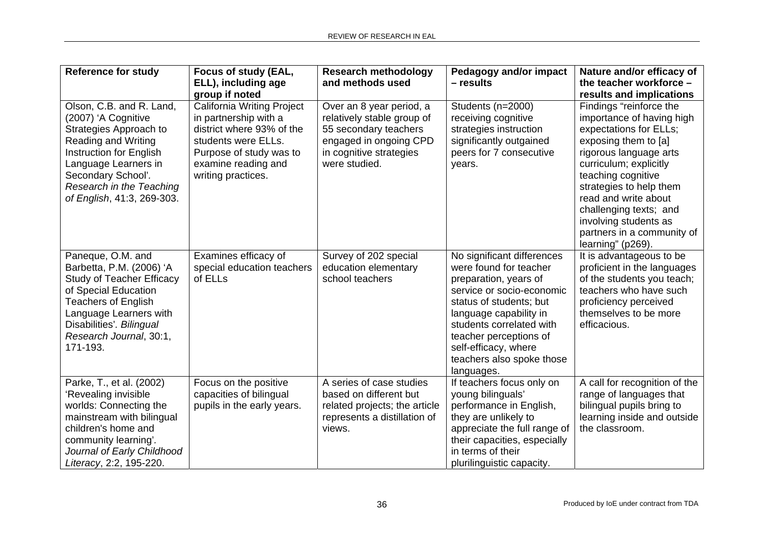| Reference for study | Focus of study (EAL, ELL), including age group if noted | Research methodology and methods used | Pedagogy and/or impact – results | Nature and/or efficacy of the teacher workforce – results and implications |
|---|---|---|---|---|
| Olson, C.B. and R. Land, (2007) 'A Cognitive Strategies Approach to Reading and Writing Instruction for English Language Learners in Secondary School'. *Research in the Teaching of English*, 41:3, 269-303. | California Writing Project in partnership with a district where 93% of the students were ELLs. Purpose of study was to examine reading and writing practices. | Over an 8 year period, a relatively stable group of 55 secondary teachers engaged in ongoing CPD in cognitive strategies were studied. | Students (n=2000) receiving cognitive strategies instruction significantly outgained peers for 7 consecutive years. | Findings "reinforce the importance of having high expectations for ELLs; exposing them to [a] rigorous language arts curriculum; explicitly teaching cognitive strategies to help them read and write about challenging texts; and involving students as partners in a community of learning" (p269). |
| Paneque, O.M. and Barbetta, P.M. (2006) 'A Study of Teacher Efficacy of Special Education Teachers of English Language Learners with Disabilities'. *Bilingual Research Journal*, 30:1, 171-193. | Examines efficacy of special education teachers of ELLs | Survey of 202 special education elementary school teachers | No significant differences were found for teacher preparation, years of service or socio-economic status of students; but language capability in students correlated with teacher perceptions of self-efficacy, where teachers also spoke those languages. | It is advantageous to be proficient in the languages of the students you teach; teachers who have such proficiency perceived themselves to be more efficacious. |
| Parke, T., et al. (2002) 'Revealing invisible worlds: Connecting the mainstream with bilingual children's home and community learning'. *Journal of Early Childhood Literacy*, 2:2, 195-220. | Focus on the positive capacities of bilingual pupils in the early years. | A series of case studies based on different but related projects; the article represents a distillation of views. | If teachers focus only on young bilinguals' performance in English, they are unlikely to appreciate the full range of their capacities, especially in terms of their plurilinguistic capacity. | A call for recognition of the range of languages that bilingual pupils bring to learning inside and outside the classroom. |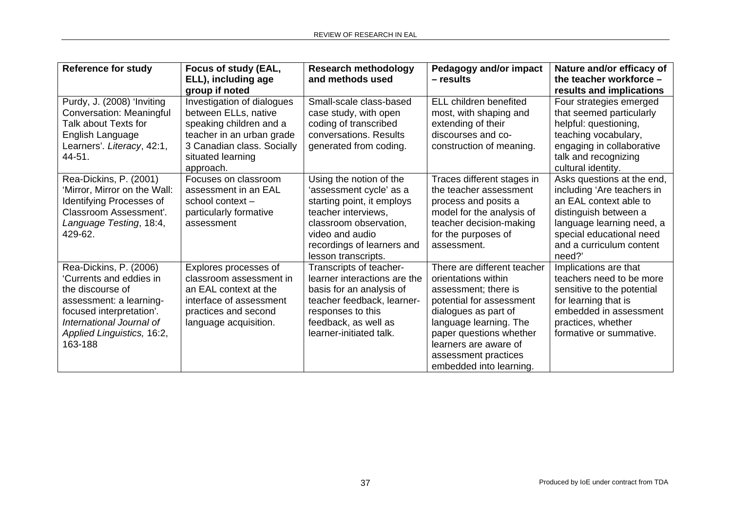| Reference for study | Focus of study (EAL, ELL), including age group if noted | Research methodology and methods used | Pedagogy and/or impact – results | Nature and/or efficacy of the teacher workforce – results and implications |
|---|---|---|---|---|
| Purdy, J. (2008) 'Inviting Conversation: Meaningful Talk about Texts for English Language Learners'. *Literacy*, 42:1, 44-51. | Investigation of dialogues between ELLs, native speaking children and a teacher in an urban grade 3 Canadian class. Socially situated learning approach. | Small-scale class-based case study, with open coding of transcribed conversations. Results generated from coding. | ELL children benefited most, with shaping and extending of their discourses and co-construction of meaning. | Four strategies emerged that seemed particularly helpful: questioning, teaching vocabulary, engaging in collaborative talk and recognizing cultural identity. |
| Rea-Dickins, P. (2001) 'Mirror, Mirror on the Wall: Identifying Processes of Classroom Assessment'. *Language Testing*, 18:4, 429-62. | Focuses on classroom assessment in an EAL school context – particularly formative assessment | Using the notion of the 'assessment cycle' as a starting point, it employs teacher interviews, classroom observation, video and audio recordings of learners and lesson transcripts. | Traces different stages in the teacher assessment process and posits a model for the analysis of teacher decision-making for the purposes of assessment. | Asks questions at the end, including 'Are teachers in an EAL context able to distinguish between a language learning need, a special educational need and a curriculum content need?' |
| Rea-Dickins, P. (2006) 'Currents and eddies in the discourse of assessment: a learning-focused interpretation'. *International Journal of Applied Linguistics,* 16:2, 163-188 | Explores processes of classroom assessment in an EAL context at the interface of assessment practices and second language acquisition. | Transcripts of teacher-learner interactions are the basis for an analysis of teacher feedback, learner-responses to this feedback, as well as learner-initiated talk. | There are different teacher orientations within assessment; there is potential for assessment dialogues as part of language learning. The paper questions whether learners are aware of assessment practices embedded into learning. | Implications are that teachers need to be more sensitive to the potential for learning that is embedded in assessment practices, whether formative or summative. |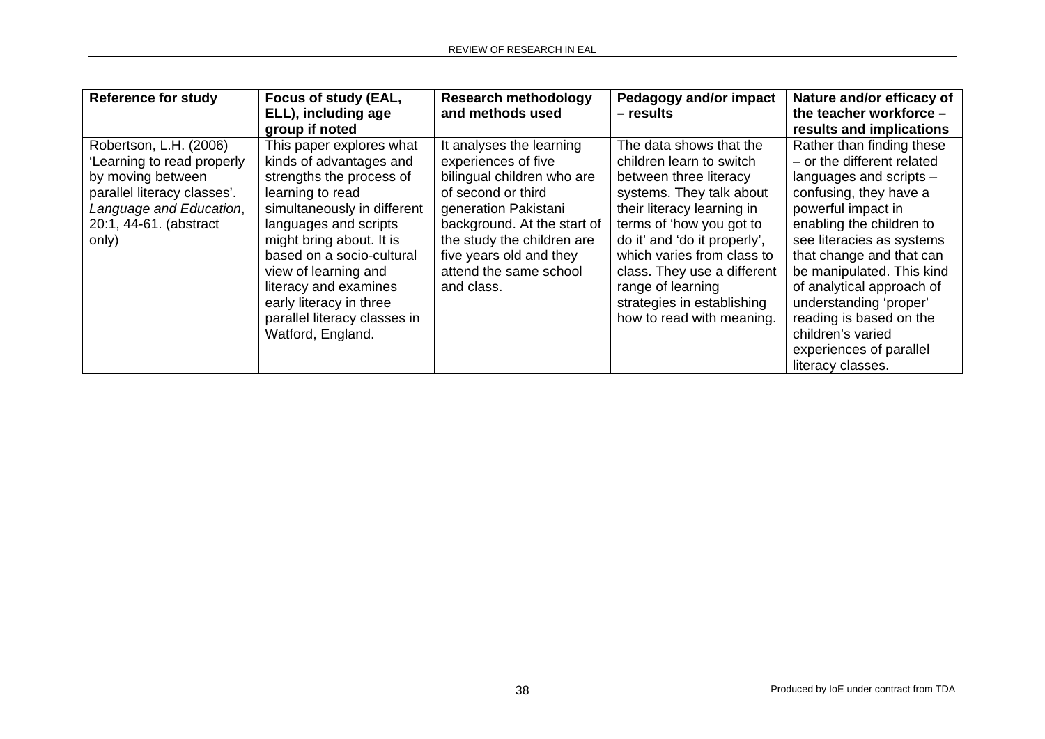| Reference for study | Focus of study (EAL, ELL), including age group if noted | Research methodology and methods used | Pedagogy and/or impact – results | Nature and/or efficacy of the teacher workforce – results and implications |
|---|---|---|---|---|
| Robertson, L.H. (2006) 'Learning to read properly by moving between parallel literacy classes'. *Language and Education*, 20:1, 44-61. (abstract only) | This paper explores what kinds of advantages and strengths the process of learning to read simultaneously in different languages and scripts might bring about. It is based on a socio-cultural view of learning and literacy and examines early literacy in three parallel literacy classes in Watford, England. | It analyses the learning experiences of five bilingual children who are of second or third generation Pakistani background. At the start of the study the children are five years old and they attend the same school and class. | The data shows that the children learn to switch between three literacy systems. They talk about their literacy learning in terms of 'how you got to do it' and 'do it properly', which varies from class to class. They use a different range of learning strategies in establishing how to read with meaning. | Rather than finding these – or the different related languages and scripts – confusing, they have a powerful impact in enabling the children to see literacies as systems that change and that can be manipulated. This kind of analytical approach of understanding 'proper' reading is based on the children's varied experiences of parallel literacy classes. |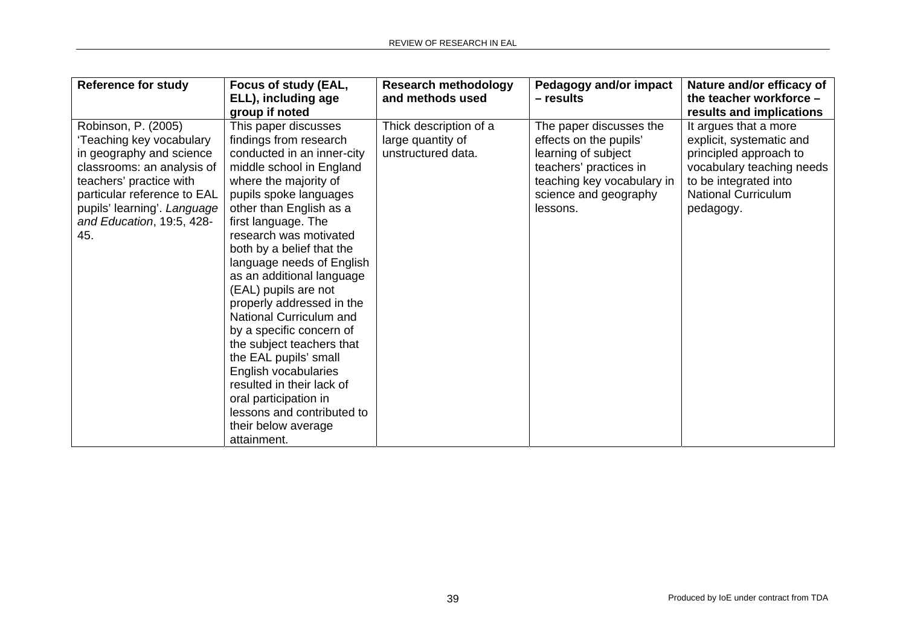| Reference for study | Focus of study (EAL, ELL), including age group if noted | Research methodology and methods used | Pedagogy and/or impact – results | Nature and/or efficacy of the teacher workforce – results and implications |
|---|---|---|---|---|
| Robinson, P. (2005) 'Teaching key vocabulary in geography and science classrooms: an analysis of teachers' practice with particular reference to EAL pupils' learning'. *Language and Education*, 19:5, 428-45. | This paper discusses findings from research conducted in an inner-city middle school in England where the majority of pupils spoke languages other than English as a first language. The research was motivated both by a belief that the language needs of English as an additional language (EAL) pupils are not properly addressed in the National Curriculum and by a specific concern of the subject teachers that the EAL pupils' small English vocabularies resulted in their lack of oral participation in lessons and contributed to their below average attainment. | Thick description of a large quantity of unstructured data. | The paper discusses the effects on the pupils' learning of subject teachers' practices in teaching key vocabulary in science and geography lessons. | It argues that a more explicit, systematic and principled approach to vocabulary teaching needs to be integrated into National Curriculum pedagogy. |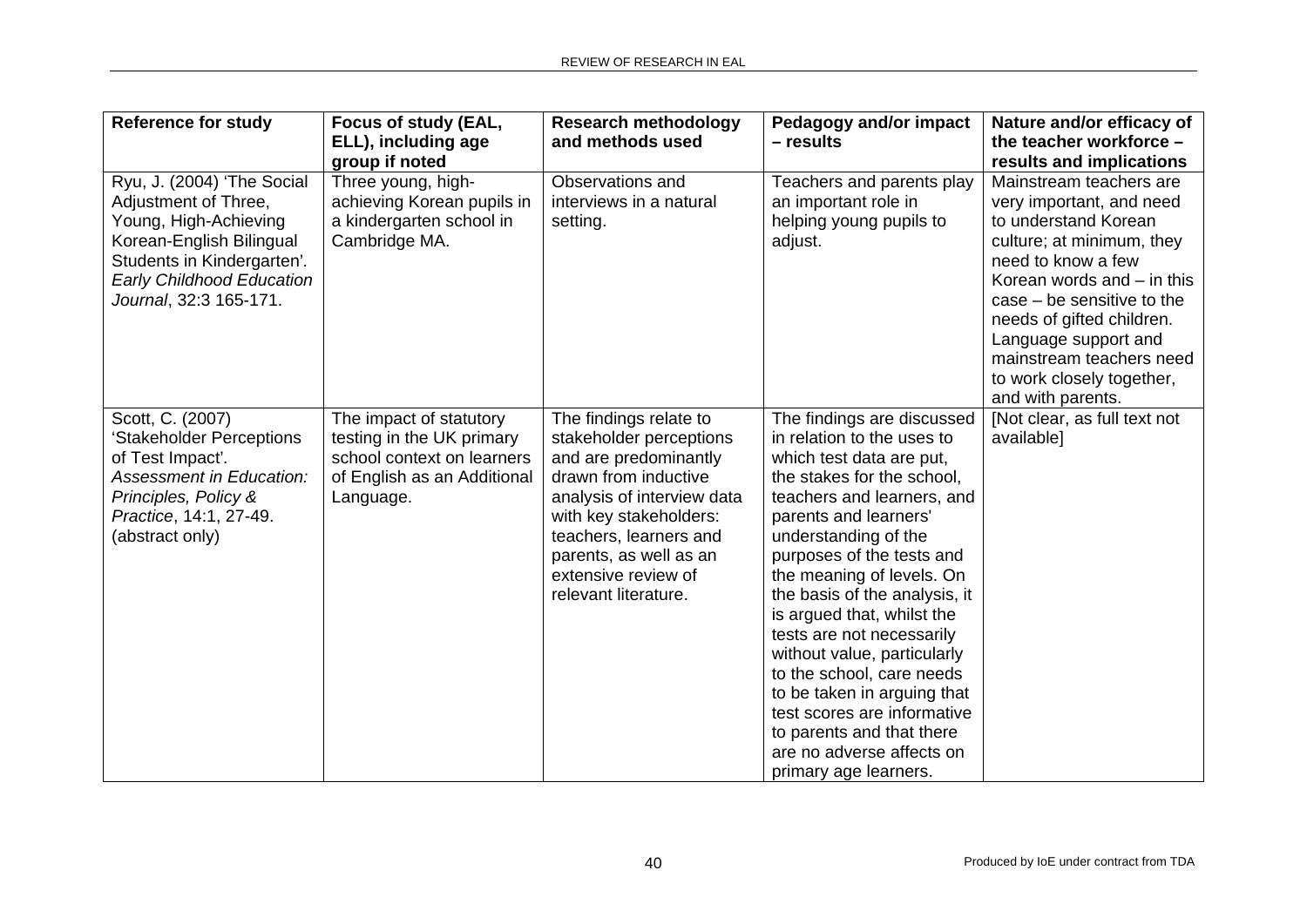| Reference for study | Focus of study (EAL, ELL), including age group if noted | Research methodology and methods used | Pedagogy and/or impact – results | Nature and/or efficacy of the teacher workforce – results and implications |
|---|---|---|---|---|
| Ryu, J. (2004) 'The Social Adjustment of Three, Young, High-Achieving Korean-English Bilingual Students in Kindergarten'. *Early Childhood Education Journal*, 32:3 165-171. | Three young, high-achieving Korean pupils in a kindergarten school in Cambridge MA. | Observations and interviews in a natural setting. | Teachers and parents play an important role in helping young pupils to adjust. | Mainstream teachers are very important, and need to understand Korean culture; at minimum, they need to know a few Korean words and – in this case – be sensitive to the needs of gifted children. Language support and mainstream teachers need to work closely together, and with parents. |
| Scott, C. (2007) 'Stakeholder Perceptions of Test Impact'. *Assessment in Education: Principles, Policy & Practice*, 14:1, 27-49. (abstract only) | The impact of statutory testing in the UK primary school context on learners of English as an Additional Language. | The findings relate to stakeholder perceptions and are predominantly drawn from inductive analysis of interview data with key stakeholders: teachers, learners and parents, as well as an extensive review of relevant literature. | The findings are discussed in relation to the uses to which test data are put, the stakes for the school, teachers and learners, and parents and learners' understanding of the purposes of the tests and the meaning of levels. On the basis of the analysis, it is argued that, whilst the tests are not necessarily without value, particularly to the school, care needs to be taken in arguing that test scores are informative to parents and that there are no adverse affects on primary age learners. | [Not clear, as full text not available] |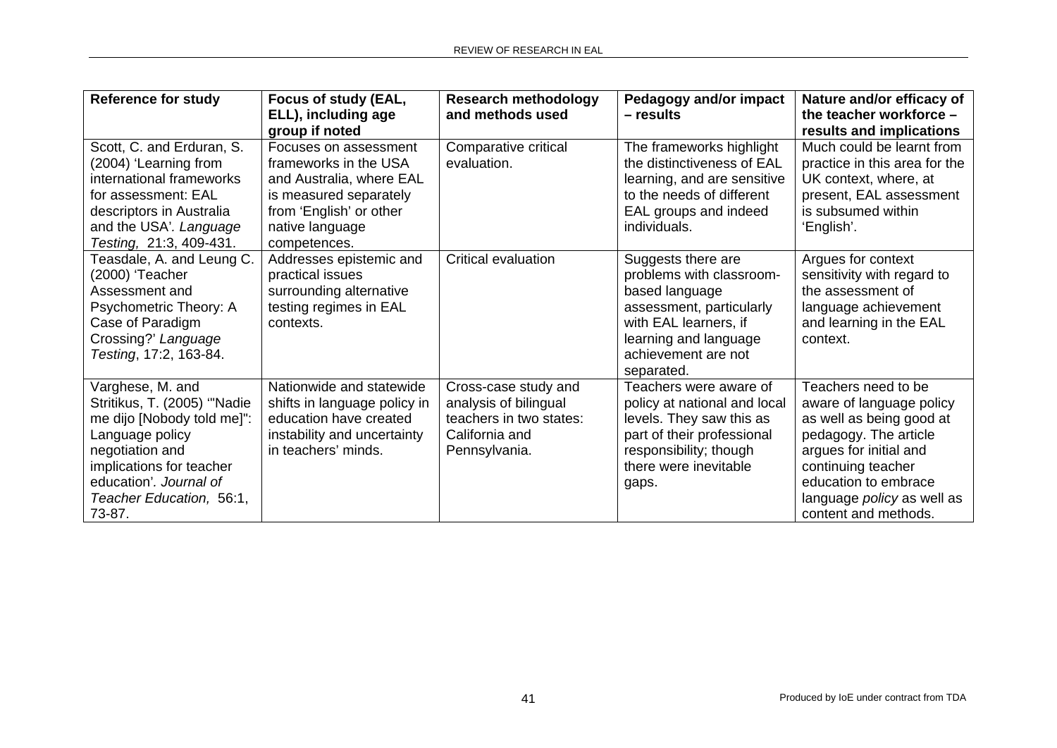| Reference for study | Focus of study (EAL, ELL), including age group if noted | Research methodology and methods used | Pedagogy and/or impact – results | Nature and/or efficacy of the teacher workforce – results and implications |
|---|---|---|---|---|
| Scott, C. and Erduran, S. (2004) 'Learning from international frameworks for assessment: EAL descriptors in Australia and the USA'. *Language Testing,* 21:3, 409-431. | Focuses on assessment frameworks in the USA and Australia, where EAL is measured separately from 'English' or other native language competences. | Comparative critical evaluation. | The frameworks highlight the distinctiveness of EAL learning, and are sensitive to the needs of different EAL groups and indeed individuals. | Much could be learnt from practice in this area for the UK context, where, at present, EAL assessment is subsumed within 'English'. |
| Teasdale, A. and Leung C. (2000) 'Teacher Assessment and Psychometric Theory: A Case of Paradigm Crossing?' *Language Testing*, 17:2, 163-84. | Addresses epistemic and practical issues surrounding alternative testing regimes in EAL contexts. | Critical evaluation | Suggests there are problems with classroom-based language assessment, particularly with EAL learners, if learning and language achievement are not separated. | Argues for context sensitivity with regard to the assessment of language achievement and learning in the EAL context. |
| Varghese, M. and Stritikus, T. (2005) '"Nadie me dijo [Nobody told me]": Language policy negotiation and implications for teacher education'*. Journal of Teacher Education,* 56:1, 73-87. | Nationwide and statewide shifts in language policy in education have created instability and uncertainty in teachers' minds. | Cross-case study and analysis of bilingual teachers in two states: California and Pennsylvania. | Teachers were aware of policy at national and local levels. They saw this as part of their professional responsibility; though there were inevitable gaps. | Teachers need to be aware of language policy as well as being good at pedagogy. The article argues for initial and continuing teacher education to embrace language *policy* as well as content and methods. |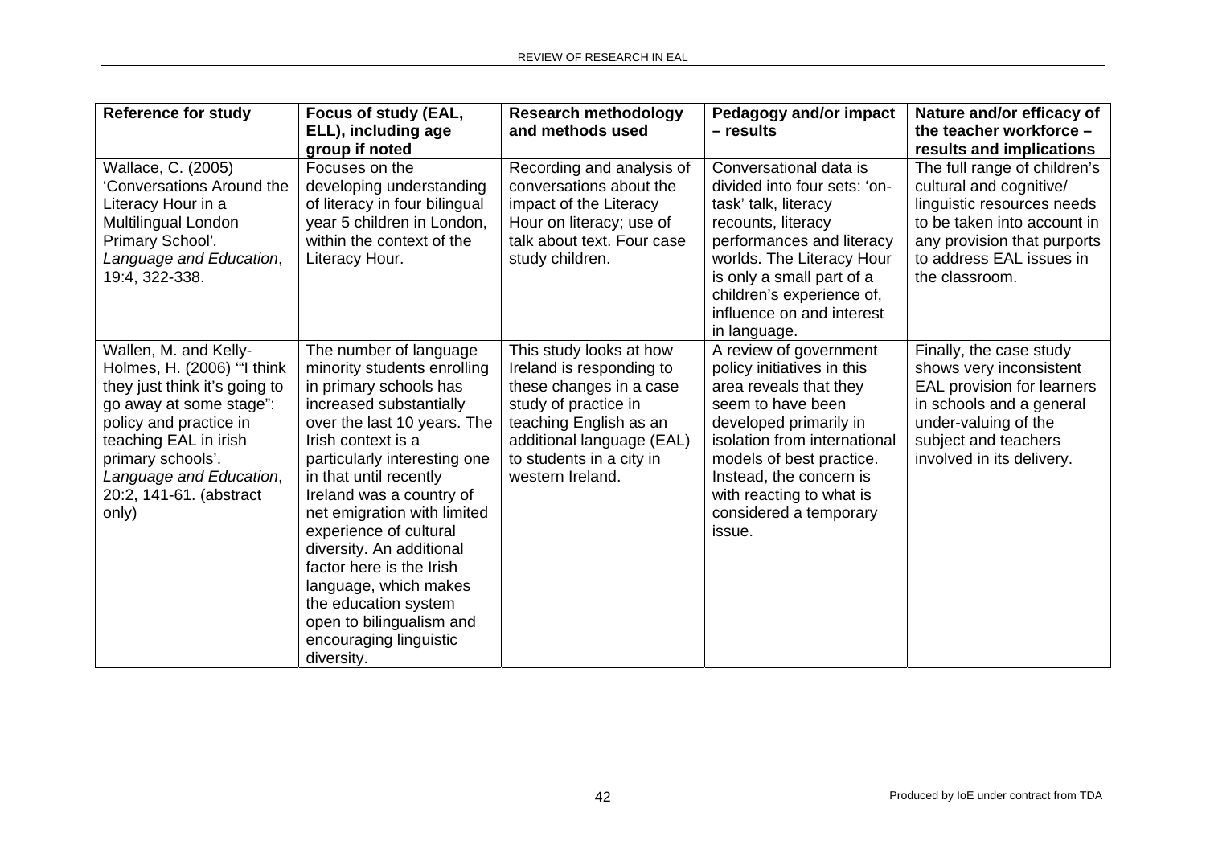| Reference for study | Focus of study (EAL, ELL), including age group if noted | Research methodology and methods used | Pedagogy and/or impact – results | Nature and/or efficacy of the teacher workforce – results and implications |
|---|---|---|---|---|
| Wallace, C. (2005) 'Conversations Around the Literacy Hour in a Multilingual London Primary School'. *Language and Education*, 19:4, 322-338. | Focuses on the developing understanding of literacy in four bilingual year 5 children in London, within the context of the Literacy Hour. | Recording and analysis of conversations about the impact of the Literacy Hour on literacy; use of talk about text. Four case study children. | Conversational data is divided into four sets: 'on-task' talk, literacy recounts, literacy performances and literacy worlds. The Literacy Hour is only a small part of a children's experience of, influence on and interest in language. | The full range of children's cultural and cognitive/ linguistic resources needs to be taken into account in any provision that purports to address EAL issues in the classroom. |
| Wallen, M. and Kelly-Holmes, H. (2006) '"I think they just think it's going to go away at some stage": policy and practice in teaching EAL in irish primary schools'. *Language and Education*, 20:2, 141-61. (abstract only) | The number of language minority students enrolling in primary schools has increased substantially over the last 10 years. The Irish context is a particularly interesting one in that until recently Ireland was a country of net emigration with limited experience of cultural diversity. An additional factor here is the Irish language, which makes the education system open to bilingualism and encouraging linguistic diversity. | This study looks at how Ireland is responding to these changes in a case study of practice in teaching English as an additional language (EAL) to students in a city in western Ireland. | A review of government policy initiatives in this area reveals that they seem to have been developed primarily in isolation from international models of best practice. Instead, the concern is with reacting to what is considered a temporary issue. | Finally, the case study shows very inconsistent EAL provision for learners in schools and a general under-valuing of the subject and teachers involved in its delivery. |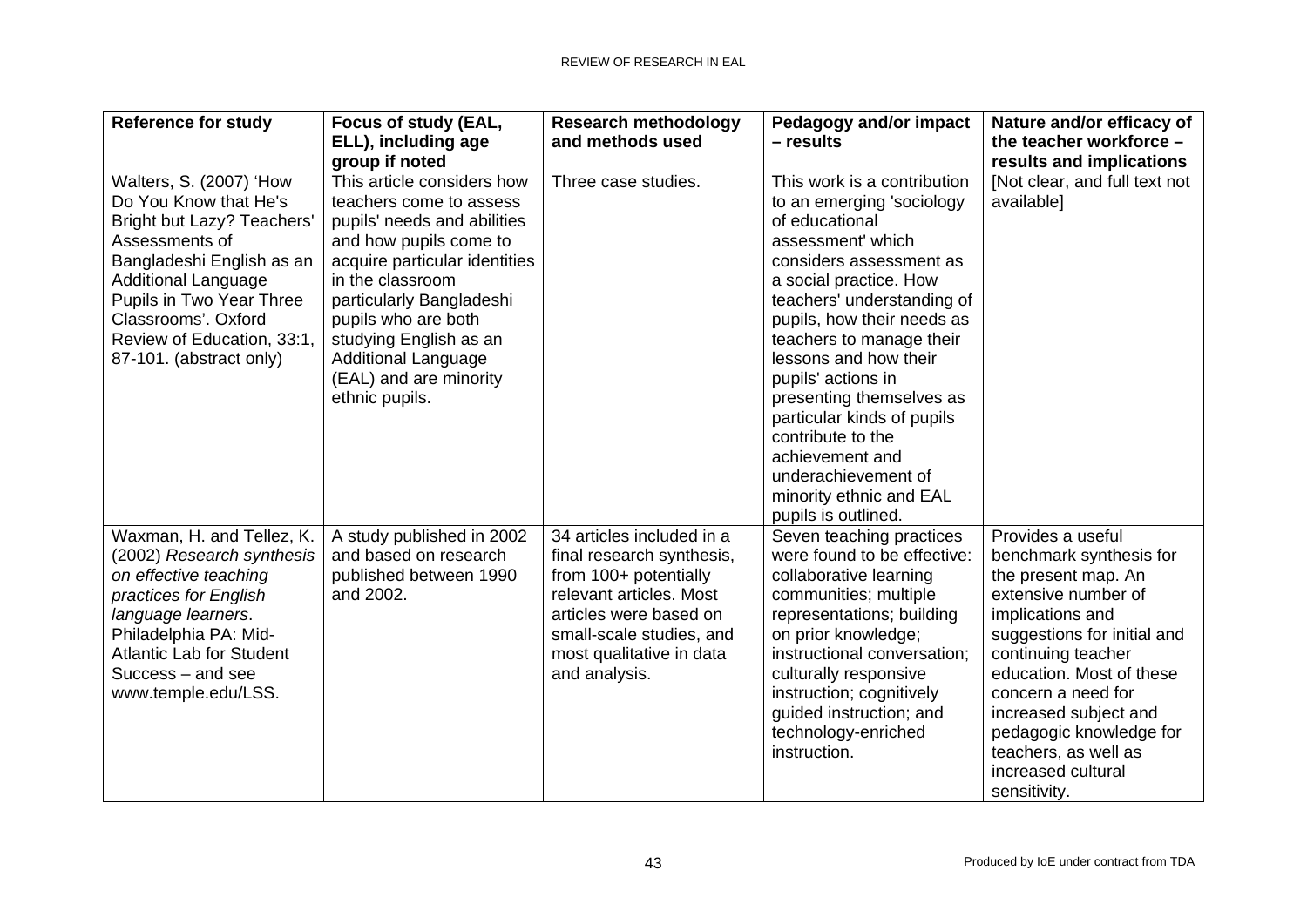| Reference for study | Focus of study (EAL, ELL), including age group if noted | Research methodology and methods used | Pedagogy and/or impact – results | Nature and/or efficacy of the teacher workforce – results and implications |
|---|---|---|---|---|
| Walters, S. (2007) 'How Do You Know that He's Bright but Lazy? Teachers' Assessments of Bangladeshi English as an Additional Language Pupils in Two Year Three Classrooms'. Oxford Review of Education, 33:1, 87-101. (abstract only) | This article considers how teachers come to assess pupils' needs and abilities and how pupils come to acquire particular identities in the classroom particularly Bangladeshi pupils who are both studying English as an Additional Language (EAL) and are minority ethnic pupils. | Three case studies. | This work is a contribution to an emerging 'sociology of educational assessment' which considers assessment as a social practice. How teachers' understanding of pupils, how their needs as teachers to manage their lessons and how their pupils' actions in presenting themselves as particular kinds of pupils contribute to the achievement and underachievement of minority ethnic and EAL pupils is outlined. | [Not clear, and full text not available] |
| Waxman, H. and Tellez, K. (2002) *Research synthesis on effective teaching practices for English language learners*. Philadelphia PA: Mid-Atlantic Lab for Student Success – and see www.temple.edu/LSS. | A study published in 2002 and based on research published between 1990 and 2002. | 34 articles included in a final research synthesis, from 100+ potentially relevant articles. Most articles were based on small-scale studies, and most qualitative in data and analysis. | Seven teaching practices were found to be effective: collaborative learning communities; multiple representations; building on prior knowledge; instructional conversation; culturally responsive instruction; cognitively guided instruction; and technology-enriched instruction. | Provides a useful benchmark synthesis for the present map. An extensive number of implications and suggestions for initial and continuing teacher education. Most of these concern a need for increased subject and pedagogic knowledge for teachers, as well as increased cultural sensitivity. |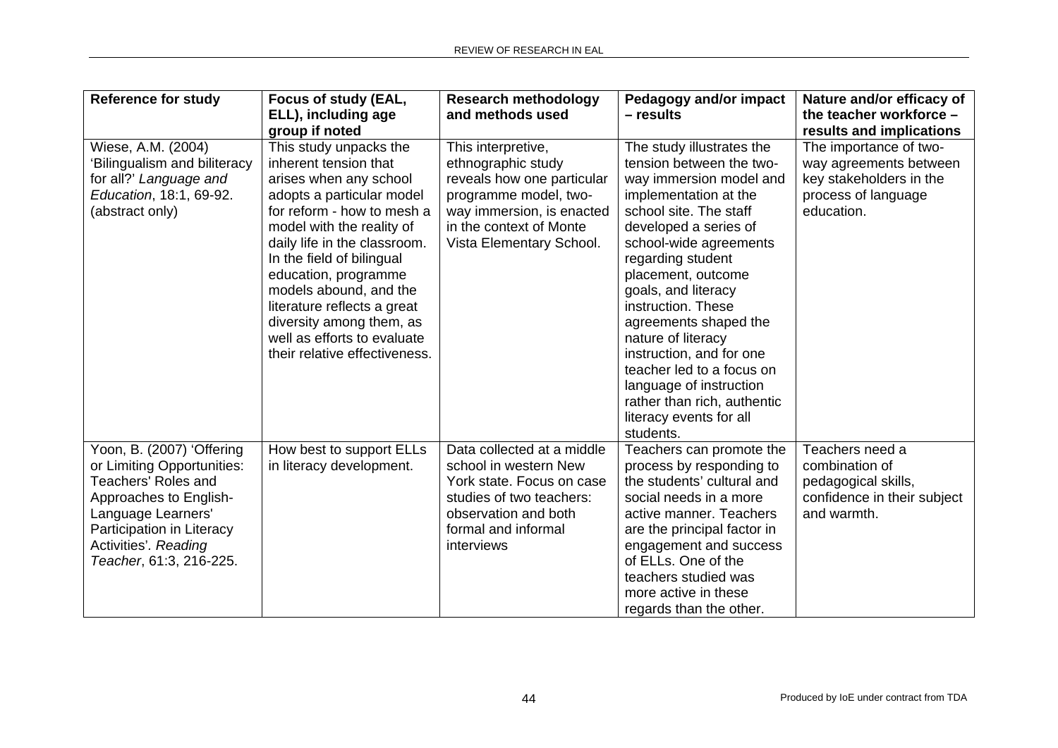| Reference for study | Focus of study (EAL, ELL), including age group if noted | Research methodology and methods used | Pedagogy and/or impact – results | Nature and/or efficacy of the teacher workforce – results and implications |
|---|---|---|---|---|
| Wiese, A.M. (2004) 'Bilingualism and biliteracy for all?' *Language and Education*, 18:1, 69-92. (abstract only) | This study unpacks the inherent tension that arises when any school adopts a particular model for reform - how to mesh a model with the reality of daily life in the classroom. In the field of bilingual education, programme models abound, and the literature reflects a great diversity among them, as well as efforts to evaluate their relative effectiveness. | This interpretive, ethnographic study reveals how one particular programme model, two-way immersion, is enacted in the context of Monte Vista Elementary School. | The study illustrates the tension between the two-way immersion model and implementation at the school site. The staff developed a series of school-wide agreements regarding student placement, outcome goals, and literacy instruction. These agreements shaped the nature of literacy instruction, and for one teacher led to a focus on language of instruction rather than rich, authentic literacy events for all students. | The importance of two-way agreements between key stakeholders in the process of language education. |
| Yoon, B. (2007) 'Offering or Limiting Opportunities: Teachers' Roles and Approaches to English-Language Learners' Participation in Literacy Activities'. *Reading Teacher*, 61:3, 216-225. | How best to support ELLs in literacy development. | Data collected at a middle school in western New York state. Focus on case studies of two teachers: observation and both formal and informal interviews | Teachers can promote the process by responding to the students' cultural and social needs in a more active manner. Teachers are the principal factor in engagement and success of ELLs. One of the teachers studied was more active in these regards than the other. | Teachers need a combination of pedagogical skills, confidence in their subject and warmth. |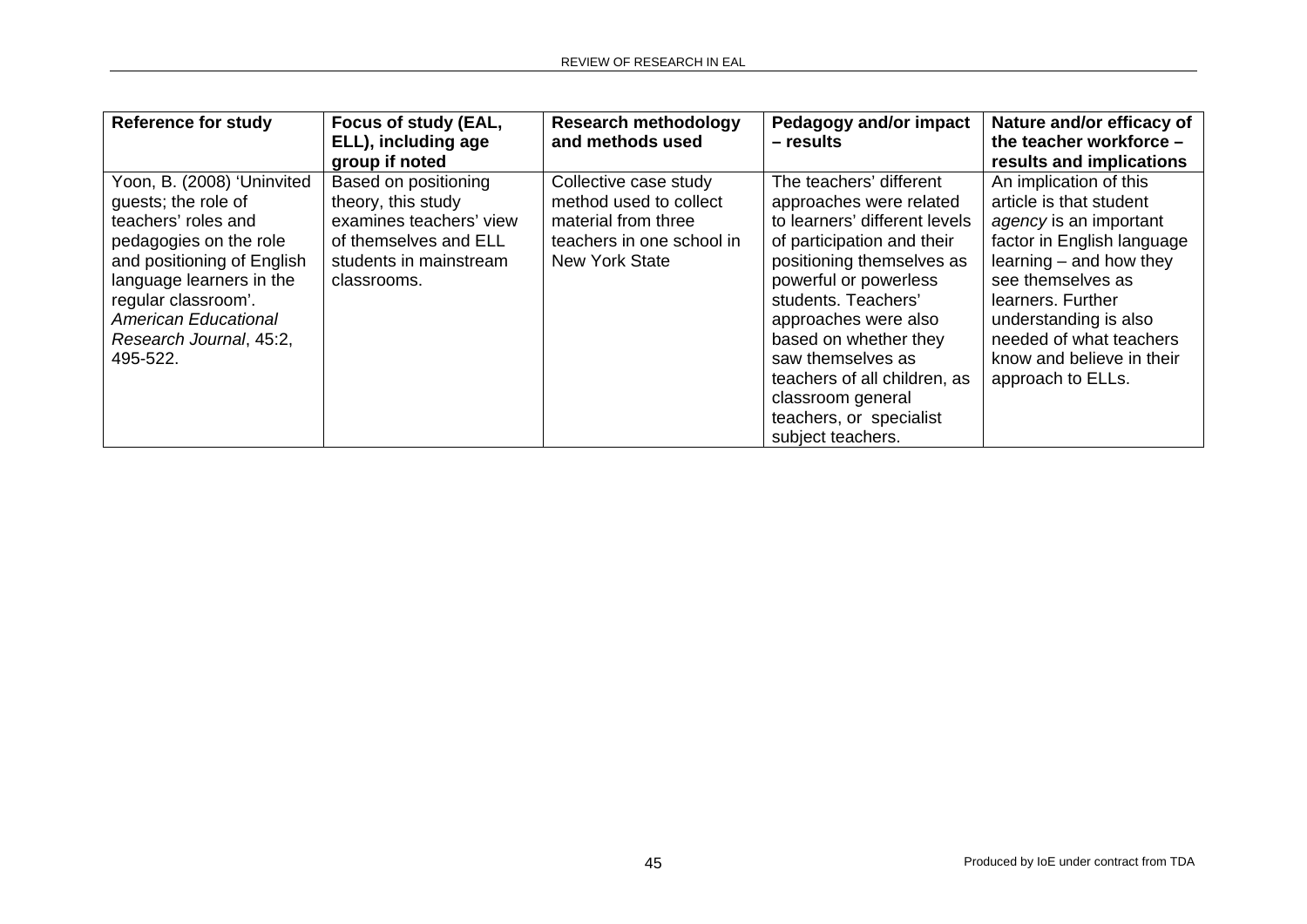| Reference for study | Focus of study (EAL, ELL), including age group if noted | Research methodology and methods used | Pedagogy and/or impact – results | Nature and/or efficacy of the teacher workforce – results and implications |
| --- | --- | --- | --- | --- |
| Yoon, B. (2008) 'Uninvited guests; the role of teachers' roles and pedagogies on the role and positioning of English language learners in the regular classroom'. *American Educational Research Journal*, 45:2, 495-522. | Based on positioning theory, this study examines teachers' view of themselves and ELL students in mainstream classrooms. | Collective case study method used to collect material from three teachers in one school in New York State | The teachers' different approaches were related to learners' different levels of participation and their positioning themselves as powerful or powerless students. Teachers' approaches were also based on whether they saw themselves as teachers of all children, as classroom general teachers, or specialist subject teachers. | An implication of this article is that student *agency* is an important factor in English language learning – and how they see themselves as learners. Further understanding is also needed of what teachers know and believe in their approach to ELLs. |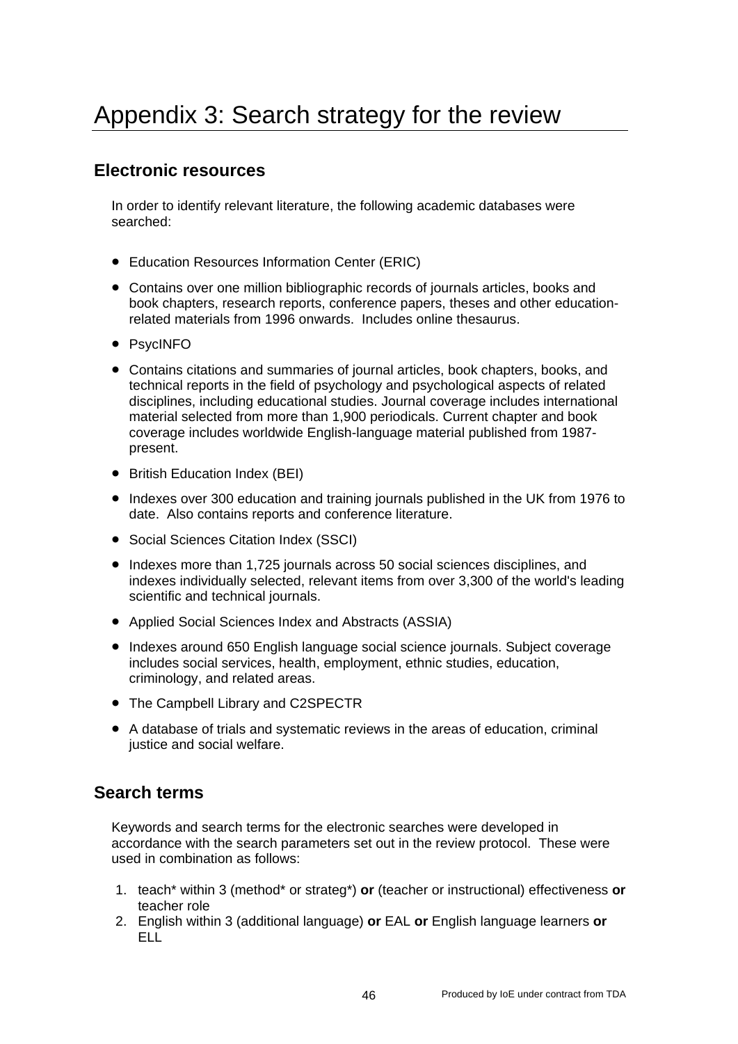# Appendix 3: Search strategy for the review

## Electronic resources

In order to identify relevant literature, the following academic databases were searched:

- Education Resources Information Center (ERIC)
- Contains over one million bibliographic records of journals articles, books and book chapters, research reports, conference papers, theses and other education-related materials from 1996 onwards. Includes online thesaurus.
- PsycINFO
- Contains citations and summaries of journal articles, book chapters, books, and technical reports in the field of psychology and psychological aspects of related disciplines, including educational studies. Journal coverage includes international material selected from more than 1,900 periodicals. Current chapter and book coverage includes worldwide English-language material published from 1987-present.
- British Education Index (BEI)
- Indexes over 300 education and training journals published in the UK from 1976 to date. Also contains reports and conference literature.
- Social Sciences Citation Index (SSCI)
- Indexes more than 1,725 journals across 50 social sciences disciplines, and indexes individually selected, relevant items from over 3,300 of the world's leading scientific and technical journals.
- Applied Social Sciences Index and Abstracts (ASSIA)
- Indexes around 650 English language social science journals. Subject coverage includes social services, health, employment, ethnic studies, education, criminology, and related areas.
- The Campbell Library and C2SPECTR
- A database of trials and systematic reviews in the areas of education, criminal justice and social welfare.

## Search terms

Keywords and search terms for the electronic searches were developed in accordance with the search parameters set out in the review protocol. These were used in combination as follows:

1. teach* within 3 (method* or strateg*) **or** (teacher or instructional) effectiveness **or** teacher role
2. English within 3 (additional language) **or** EAL **or** English language learners **or** ELL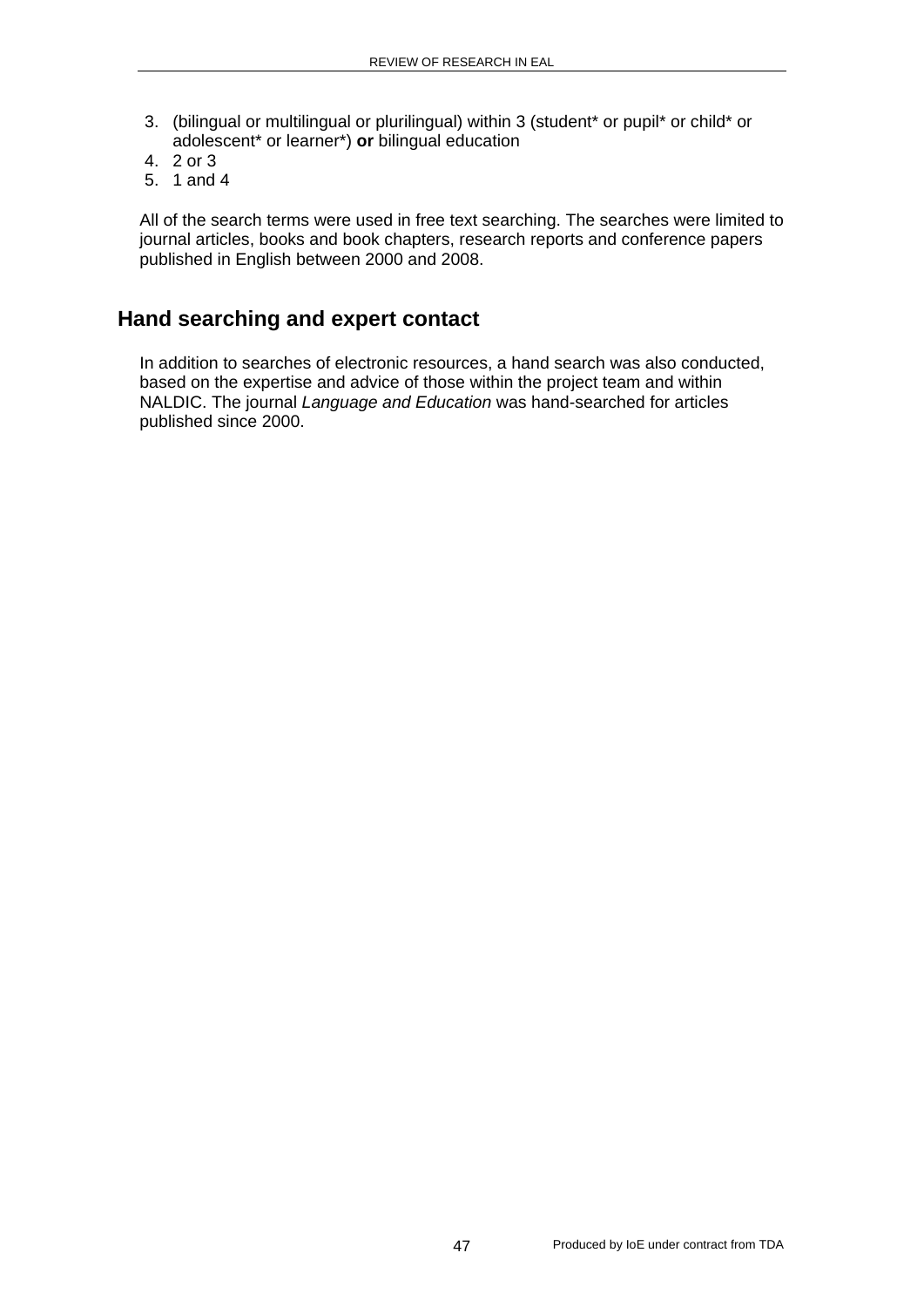3. (bilingual or multilingual or plurilingual) within 3 (student* or pupil* or child* or adolescent* or learner*) **or** bilingual education
4. 2 or 3
5. 1 and 4

All of the search terms were used in free text searching. The searches were limited to journal articles, books and book chapters, research reports and conference papers published in English between 2000 and 2008.

## Hand searching and expert contact

In addition to searches of electronic resources, a hand search was also conducted, based on the expertise and advice of those within the project team and within NALDIC. The journal *Language and Education* was hand-searched for articles published since 2000.